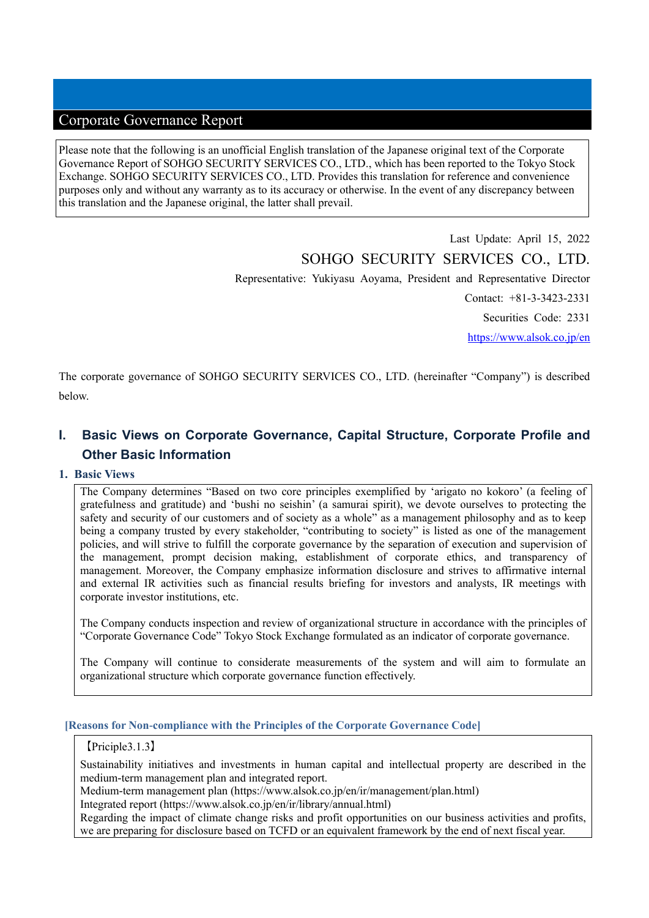# Corporate Governance Report

Please note that the following is an unofficial English translation of the Japanese original text of the Corporate Governance Report of SOHGO SECURITY SERVICES CO., LTD., which has been reported to the Tokyo Stock Exchange. SOHGO SECURITY SERVICES CO., LTD. Provides this translation for reference and convenience purposes only and without any warranty as to its accuracy or otherwise. In the event of any discrepancy between this translation and the Japanese original, the latter shall prevail.

Last Update: April 15, 2022

SOHGO SECURITY SERVICES CO., LTD.

Representative: Yukiyasu Aoyama, President and Representative Director

Contact: +81-3-3423-2331

Securities Code: 2331

https://www.alsok.co.jp/en

The corporate governance of SOHGO SECURITY SERVICES CO., LTD. (hereinafter "Company") is described below.

## I. Basic Views on Corporate Governance, Capital Structure, Corporate Profile and Other Basic Information

### 1. Basic Views

The Company determines "Based on two core principles exemplified by 'arigato no kokoro' (a feeling of gratefulness and gratitude) and 'bushi no seishin' (a samurai spirit), we devote ourselves to protecting the safety and security of our customers and of society as a whole" as a management philosophy and as to keep being a company trusted by every stakeholder, "contributing to society" is listed as one of the management policies, and will strive to fulfill the corporate governance by the separation of execution and supervision of the management, prompt decision making, establishment of corporate ethics, and transparency of management. Moreover, the Company emphasize information disclosure and strives to affirmative internal and external IR activities such as financial results briefing for investors and analysts, IR meetings with corporate investor institutions, etc.

The Company conducts inspection and review of organizational structure in accordance with the principles of "Corporate Governance Code" Tokyo Stock Exchange formulated as an indicator of corporate governance.

The Company will continue to considerate measurements of the system and will aim to formulate an organizational structure which corporate governance function effectively.

### [Reasons for Non-compliance with the Principles of the Corporate Governance Code]

【Priciple3.1.3】

Sustainability initiatives and investments in human capital and intellectual property are described in the medium-term management plan and integrated report.
Medium-term management plan (https://www.alsok.co.jp/en/ir/management/plan.html)
Integrated report (https://www.alsok.co.jp/en/ir/library/annual.html)
Regarding the impact of climate change risks and profit opportunities on our business activities and profits, we are preparing for disclosure based on TCFD or an equivalent framework by the end of next fiscal year.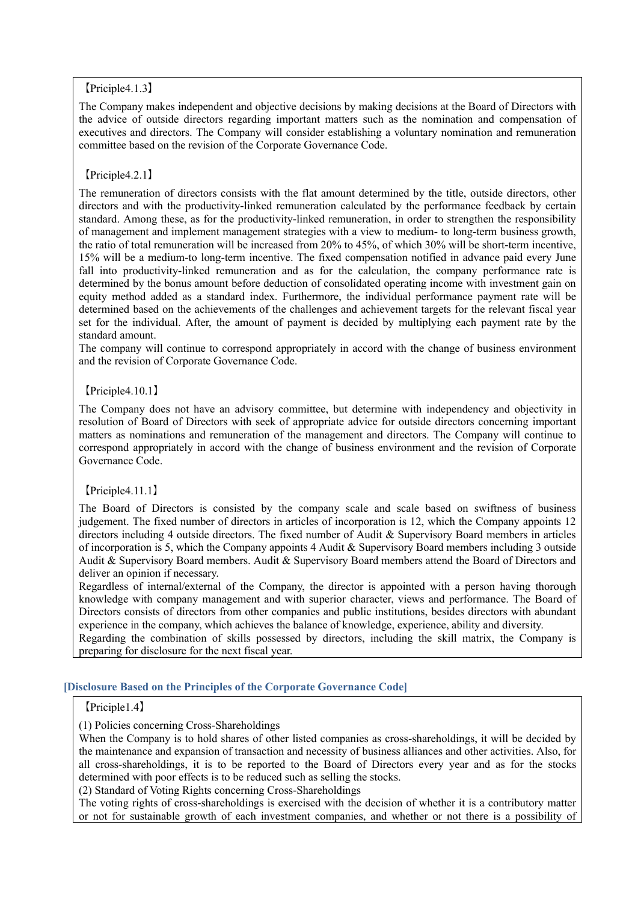【Priciple4.1.3】

The Company makes independent and objective decisions by making decisions at the Board of Directors with the advice of outside directors regarding important matters such as the nomination and compensation of executives and directors. The Company will consider establishing a voluntary nomination and remuneration committee based on the revision of the Corporate Governance Code.

【Priciple4.2.1】

The remuneration of directors consists with the flat amount determined by the title, outside directors, other directors and with the productivity-linked remuneration calculated by the performance feedback by certain standard. Among these, as for the productivity-linked remuneration, in order to strengthen the responsibility of management and implement management strategies with a view to medium- to long-term business growth, the ratio of total remuneration will be increased from 20% to 45%, of which 30% will be short-term incentive, 15% will be a medium-to long-term incentive. The fixed compensation notified in advance paid every June fall into productivity-linked remuneration and as for the calculation, the company performance rate is determined by the bonus amount before deduction of consolidated operating income with investment gain on equity method added as a standard index. Furthermore, the individual performance payment rate will be determined based on the achievements of the challenges and achievement targets for the relevant fiscal year set for the individual. After, the amount of payment is decided by multiplying each payment rate by the standard amount.

The company will continue to correspond appropriately in accord with the change of business environment and the revision of Corporate Governance Code.

【Priciple4.10.1】

The Company does not have an advisory committee, but determine with independency and objectivity in resolution of Board of Directors with seek of appropriate advice for outside directors concerning important matters as nominations and remuneration of the management and directors. The Company will continue to correspond appropriately in accord with the change of business environment and the revision of Corporate Governance Code.

【Priciple4.11.1】

The Board of Directors is consisted by the company scale and scale based on swiftness of business judgement. The fixed number of directors in articles of incorporation is 12, which the Company appoints 12 directors including 4 outside directors. The fixed number of Audit & Supervisory Board members in articles of incorporation is 5, which the Company appoints 4 Audit & Supervisory Board members including 3 outside Audit & Supervisory Board members. Audit & Supervisory Board members attend the Board of Directors and deliver an opinion if necessary.

Regardless of internal/external of the Company, the director is appointed with a person having thorough knowledge with company management and with superior character, views and performance. The Board of Directors consists of directors from other companies and public institutions, besides directors with abundant experience in the company, which achieves the balance of knowledge, experience, ability and diversity.

Regarding the combination of skills possessed by directors, including the skill matrix, the Company is preparing for disclosure for the next fiscal year.

## [Disclosure Based on the Principles of the Corporate Governance Code]

【Priciple1.4】

(1) Policies concerning Cross-Shareholdings

When the Company is to hold shares of other listed companies as cross-shareholdings, it will be decided by the maintenance and expansion of transaction and necessity of business alliances and other activities. Also, for all cross-shareholdings, it is to be reported to the Board of Directors every year and as for the stocks determined with poor effects is to be reduced such as selling the stocks.

(2) Standard of Voting Rights concerning Cross-Shareholdings

The voting rights of cross-shareholdings is exercised with the decision of whether it is a contributory matter or not for sustainable growth of each investment companies, and whether or not there is a possibility of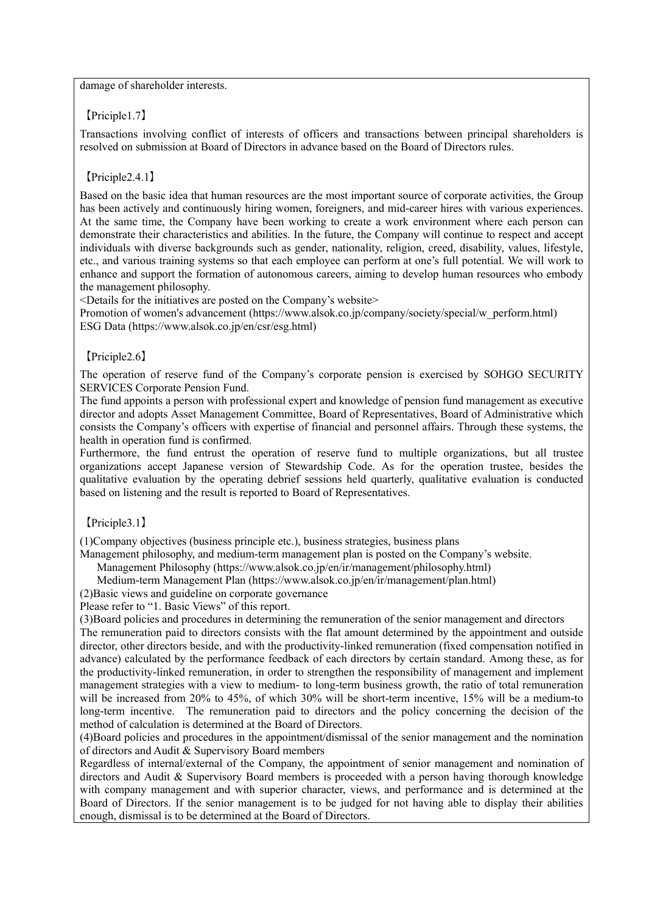damage of shareholder interests.

【Priciple1.7】

Transactions involving conflict of interests of officers and transactions between principal shareholders is resolved on submission at Board of Directors in advance based on the Board of Directors rules.

【Priciple2.4.1】

Based on the basic idea that human resources are the most important source of corporate activities, the Group has been actively and continuously hiring women, foreigners, and mid-career hires with various experiences. At the same time, the Company have been working to create a work environment where each person can demonstrate their characteristics and abilities. In the future, the Company will continue to respect and accept individuals with diverse backgrounds such as gender, nationality, religion, creed, disability, values, lifestyle, etc., and various training systems so that each employee can perform at one's full potential. We will work to enhance and support the formation of autonomous careers, aiming to develop human resources who embody the management philosophy.
<Details for the initiatives are posted on the Company's website>
Promotion of women's advancement (https://www.alsok.co.jp/company/society/special/w_perform.html)
ESG Data (https://www.alsok.co.jp/en/csr/esg.html)

【Priciple2.6】

The operation of reserve fund of the Company's corporate pension is exercised by SOHGO SECURITY SERVICES Corporate Pension Fund.
The fund appoints a person with professional expert and knowledge of pension fund management as executive director and adopts Asset Management Committee, Board of Representatives, Board of Administrative which consists the Company's officers with expertise of financial and personnel affairs. Through these systems, the health in operation fund is confirmed.
Furthermore, the fund entrust the operation of reserve fund to multiple organizations, but all trustee organizations accept Japanese version of Stewardship Code. As for the operation trustee, besides the qualitative evaluation by the operating debrief sessions held quarterly, qualitative evaluation is conducted based on listening and the result is reported to Board of Representatives.

【Priciple3.1】

(1)Company objectives (business principle etc.), business strategies, business plans
Management philosophy, and medium-term management plan is posted on the Company's website.
Management Philosophy (https://www.alsok.co.jp/en/ir/management/philosophy.html)
Medium-term Management Plan (https://www.alsok.co.jp/en/ir/management/plan.html)
(2)Basic views and guideline on corporate governance
Please refer to "1. Basic Views" of this report.
(3)Board policies and procedures in determining the remuneration of the senior management and directors
The remuneration paid to directors consists with the flat amount determined by the appointment and outside director, other directors beside, and with the productivity-linked remuneration (fixed compensation notified in advance) calculated by the performance feedback of each directors by certain standard. Among these, as for the productivity-linked remuneration, in order to strengthen the responsibility of management and implement management strategies with a view to medium- to long-term business growth, the ratio of total remuneration will be increased from 20% to 45%, of which 30% will be short-term incentive, 15% will be a medium-to long-term incentive. The remuneration paid to directors and the policy concerning the decision of the method of calculation is determined at the Board of Directors.
(4)Board policies and procedures in the appointment/dismissal of the senior management and the nomination of directors and Audit & Supervisory Board members
Regardless of internal/external of the Company, the appointment of senior management and nomination of directors and Audit & Supervisory Board members is proceeded with a person having thorough knowledge with company management and with superior character, views, and performance and is determined at the Board of Directors. If the senior management is to be judged for not having able to display their abilities enough, dismissal is to be determined at the Board of Directors.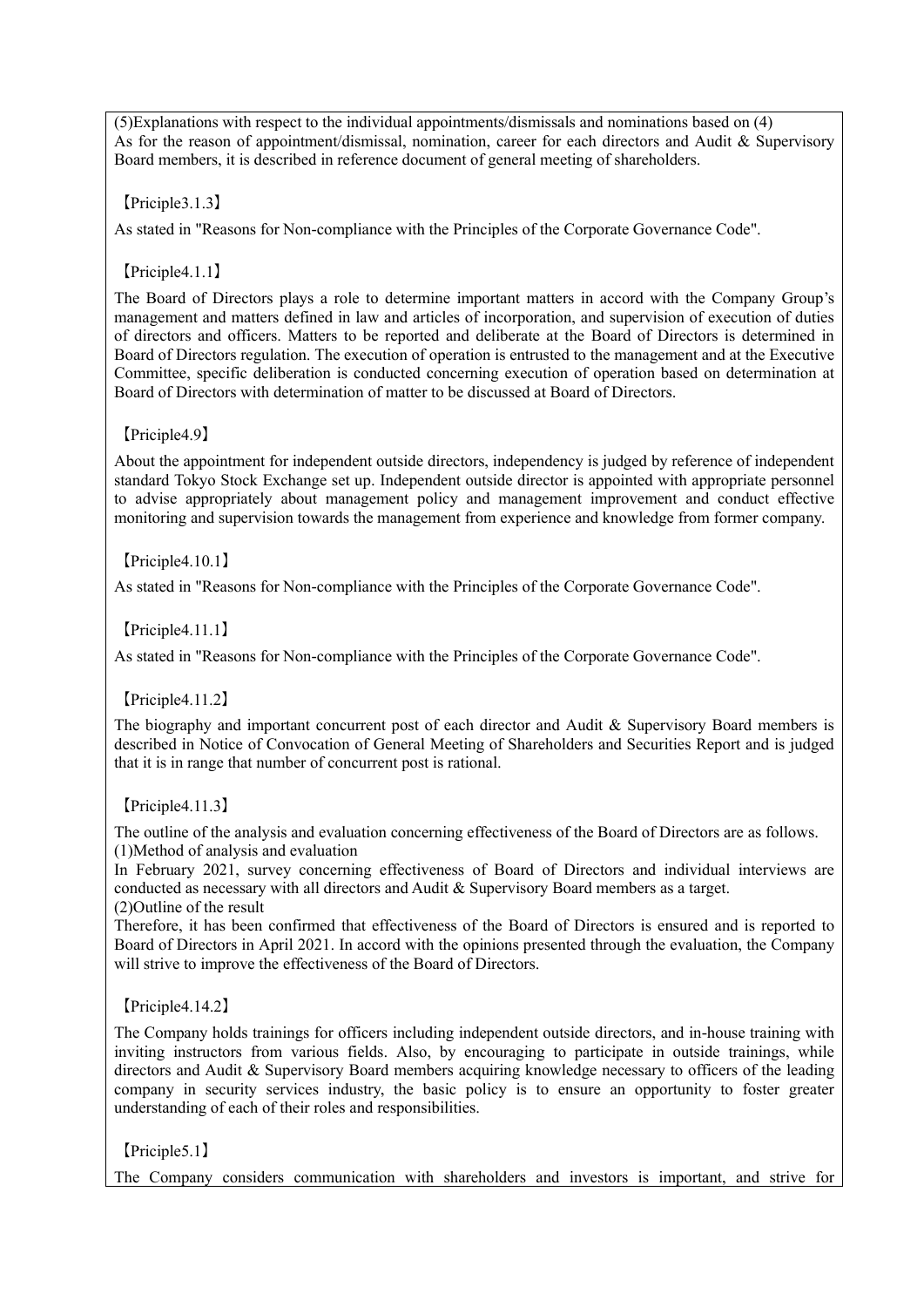(5)Explanations with respect to the individual appointments/dismissals and nominations based on (4)
As for the reason of appointment/dismissal, nomination, career for each directors and Audit & Supervisory Board members, it is described in reference document of general meeting of shareholders.

【Priciple3.1.3】

As stated in "Reasons for Non-compliance with the Principles of the Corporate Governance Code".

【Priciple4.1.1】

The Board of Directors plays a role to determine important matters in accord with the Company Group's management and matters defined in law and articles of incorporation, and supervision of execution of duties of directors and officers. Matters to be reported and deliberate at the Board of Directors is determined in Board of Directors regulation. The execution of operation is entrusted to the management and at the Executive Committee, specific deliberation is conducted concerning execution of operation based on determination at Board of Directors with determination of matter to be discussed at Board of Directors.

【Priciple4.9】

About the appointment for independent outside directors, independency is judged by reference of independent standard Tokyo Stock Exchange set up. Independent outside director is appointed with appropriate personnel to advise appropriately about management policy and management improvement and conduct effective monitoring and supervision towards the management from experience and knowledge from former company.

【Priciple4.10.1】

As stated in "Reasons for Non-compliance with the Principles of the Corporate Governance Code".

【Priciple4.11.1】

As stated in "Reasons for Non-compliance with the Principles of the Corporate Governance Code".

【Priciple4.11.2】

The biography and important concurrent post of each director and Audit & Supervisory Board members is described in Notice of Convocation of General Meeting of Shareholders and Securities Report and is judged that it is in range that number of concurrent post is rational.

【Priciple4.11.3】

The outline of the analysis and evaluation concerning effectiveness of the Board of Directors are as follows.
(1)Method of analysis and evaluation
In February 2021, survey concerning effectiveness of Board of Directors and individual interviews are conducted as necessary with all directors and Audit & Supervisory Board members as a target.
(2)Outline of the result
Therefore, it has been confirmed that effectiveness of the Board of Directors is ensured and is reported to Board of Directors in April 2021. In accord with the opinions presented through the evaluation, the Company will strive to improve the effectiveness of the Board of Directors.

【Priciple4.14.2】

The Company holds trainings for officers including independent outside directors, and in-house training with inviting instructors from various fields. Also, by encouraging to participate in outside trainings, while directors and Audit & Supervisory Board members acquiring knowledge necessary to officers of the leading company in security services industry, the basic policy is to ensure an opportunity to foster greater understanding of each of their roles and responsibilities.

【Priciple5.1】

The Company considers communication with shareholders and investors is important, and strive for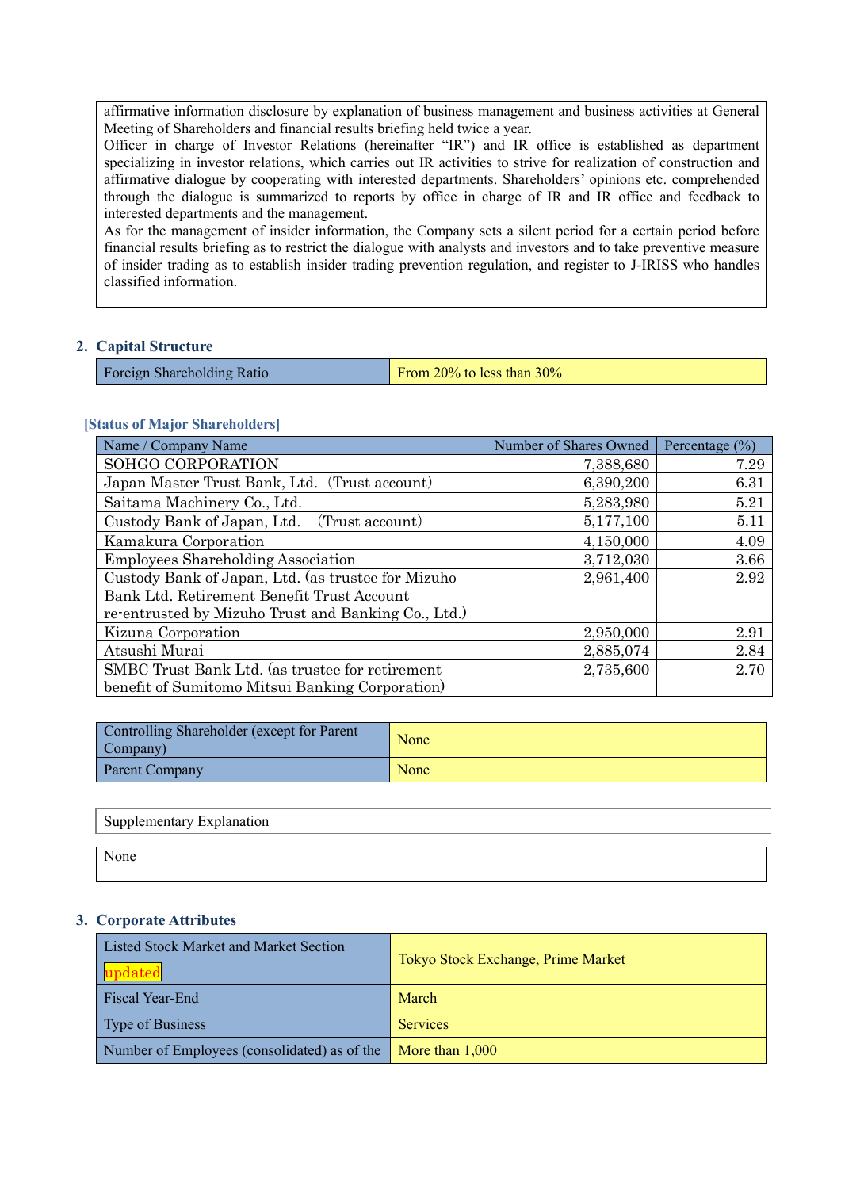affirmative information disclosure by explanation of business management and business activities at General Meeting of Shareholders and financial results briefing held twice a year.
Officer in charge of Investor Relations (hereinafter "IR") and IR office is established as department specializing in investor relations, which carries out IR activities to strive for realization of construction and affirmative dialogue by cooperating with interested departments. Shareholders' opinions etc. comprehended through the dialogue is summarized to reports by office in charge of IR and IR office and feedback to interested departments and the management.
As for the management of insider information, the Company sets a silent period for a certain period before financial results briefing as to restrict the dialogue with analysts and investors and to take preventive measure of insider trading as to establish insider trading prevention regulation, and register to J-IRISS who handles classified information.

## 2. Capital Structure

| | |
|---|---|
| Foreign Shareholding Ratio | From 20% to less than 30% |

**[Status of Major Shareholders]**

| Name / Company Name | Number of Shares Owned | Percentage (%) |
|---|---|---|
| SOHGO CORPORATION | 7,388,680 | 7.29 |
| Japan Master Trust Bank, Ltd. (Trust account) | 6,390,200 | 6.31 |
| Saitama Machinery Co., Ltd. | 5,283,980 | 5.21 |
| Custody Bank of Japan, Ltd. (Trust account) | 5,177,100 | 5.11 |
| Kamakura Corporation | 4,150,000 | 4.09 |
| Employees Shareholding Association | 3,712,030 | 3.66 |
| Custody Bank of Japan, Ltd. (as trustee for Mizuho Bank Ltd. Retirement Benefit Trust Account re-entrusted by Mizuho Trust and Banking Co., Ltd.) | 2,961,400 | 2.92 |
| Kizuna Corporation | 2,950,000 | 2.91 |
| Atsushi Murai | 2,885,074 | 2.84 |
| SMBC Trust Bank Ltd. (as trustee for retirement benefit of Sumitomo Mitsui Banking Corporation) | 2,735,600 | 2.70 |

| | |
|---|---|
| Controlling Shareholder (except for Parent Company) | None |
| Parent Company | None |

Supplementary Explanation

None

## 3. Corporate Attributes

| | |
|---|---|
| Listed Stock Market and Market Section updated | Tokyo Stock Exchange, Prime Market |
| Fiscal Year-End | March |
| Type of Business | Services |
| Number of Employees (consolidated) as of the | More than 1,000 |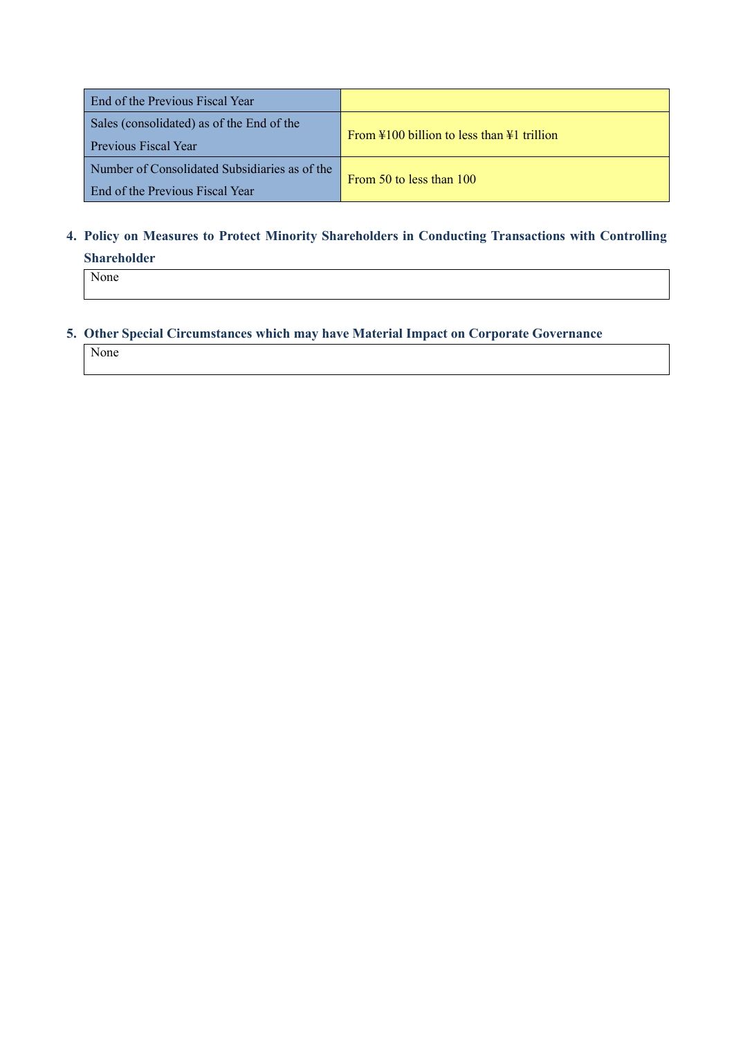| | |
|---|---|
| End of the Previous Fiscal Year | |
| Sales (consolidated) as of the End of the Previous Fiscal Year | From ¥100 billion to less than ¥1 trillion |
| Number of Consolidated Subsidiaries as of the End of the Previous Fiscal Year | From 50 to less than 100 |

**4. Policy on Measures to Protect Minority Shareholders in Conducting Transactions with Controlling Shareholder**

None

**5. Other Special Circumstances which may have Material Impact on Corporate Governance**

None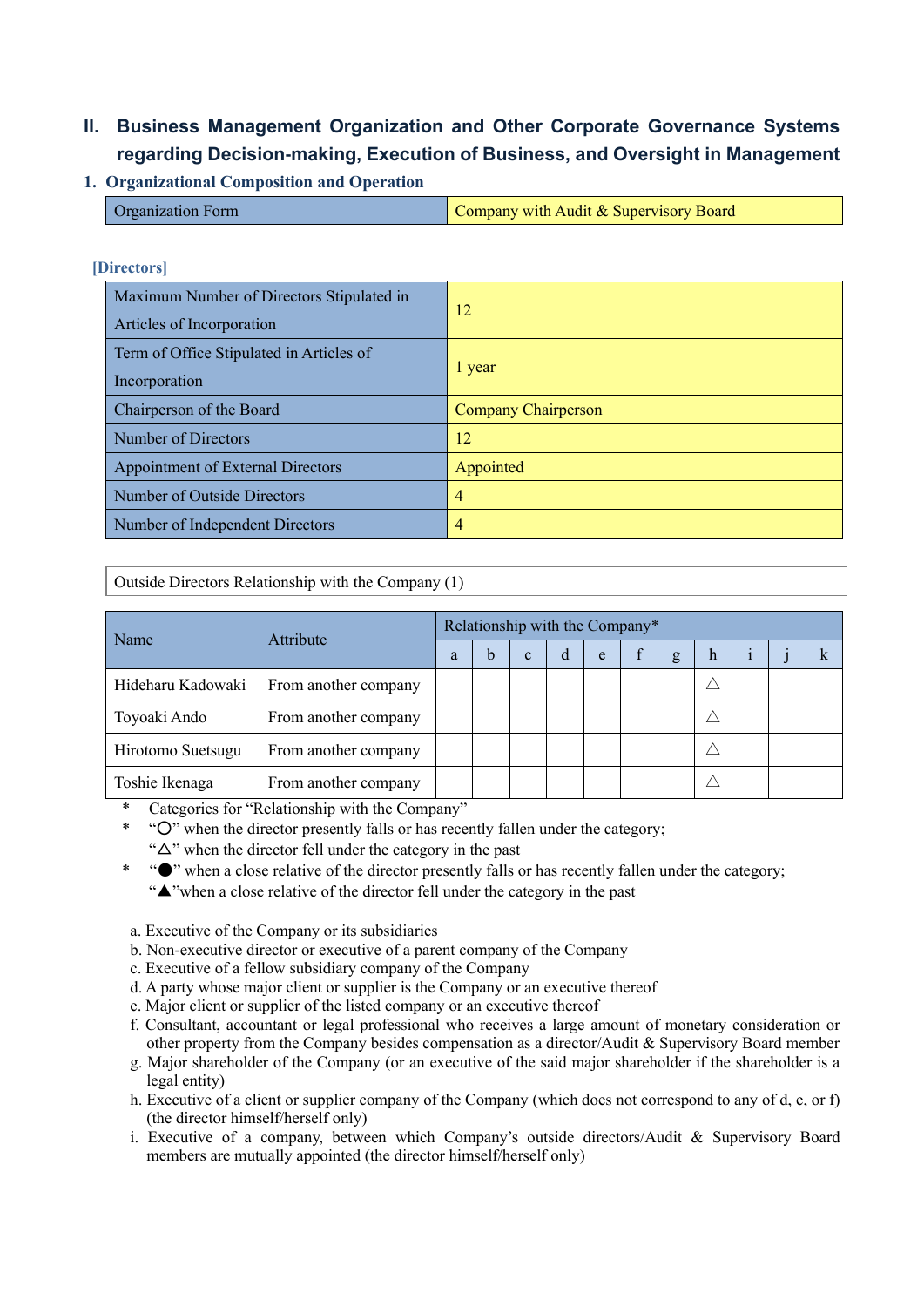## II. Business Management Organization and Other Corporate Governance Systems regarding Decision-making, Execution of Business, and Oversight in Management

### 1. Organizational Composition and Operation

| | |
|---|---|
| Organization Form | Company with Audit & Supervisory Board |

**[Directors]**

| | |
|---|---|
| Maximum Number of Directors Stipulated in Articles of Incorporation | 12 |
| Term of Office Stipulated in Articles of Incorporation | 1 year |
| Chairperson of the Board | Company Chairperson |
| Number of Directors | 12 |
| Appointment of External Directors | Appointed |
| Number of Outside Directors | 4 |
| Number of Independent Directors | 4 |

Outside Directors Relationship with the Company (1)

| Name | Attribute | Relationship with the Company* | | | | | | | | | | |
|---|---|---|---|---|---|---|---|---|---|---|---|---|
| | | a | b | c | d | e | f | g | h | i | j | k |
| Hideharu Kadowaki | From another company | | | | | | | | △ | | | |
| Toyoaki Ando | From another company | | | | | | | | △ | | | |
| Hirotomo Suetsugu | From another company | | | | | | | | △ | | | |
| Toshie Ikenaga | From another company | | | | | | | | △ | | | |

\* Categories for "Relationship with the Company"

\* "○" when the director presently falls or has recently fallen under the category;
"△" when the director fell under the category in the past

\* "●" when a close relative of the director presently falls or has recently fallen under the category;
"▲"when a close relative of the director fell under the category in the past

a. Executive of the Company or its subsidiaries
b. Non-executive director or executive of a parent company of the Company
c. Executive of a fellow subsidiary company of the Company
d. A party whose major client or supplier is the Company or an executive thereof
e. Major client or supplier of the listed company or an executive thereof
f. Consultant, accountant or legal professional who receives a large amount of monetary consideration or other property from the Company besides compensation as a director/Audit & Supervisory Board member
g. Major shareholder of the Company (or an executive of the said major shareholder if the shareholder is a legal entity)
h. Executive of a client or supplier company of the Company (which does not correspond to any of d, e, or f) (the director himself/herself only)
i. Executive of a company, between which Company's outside directors/Audit & Supervisory Board members are mutually appointed (the director himself/herself only)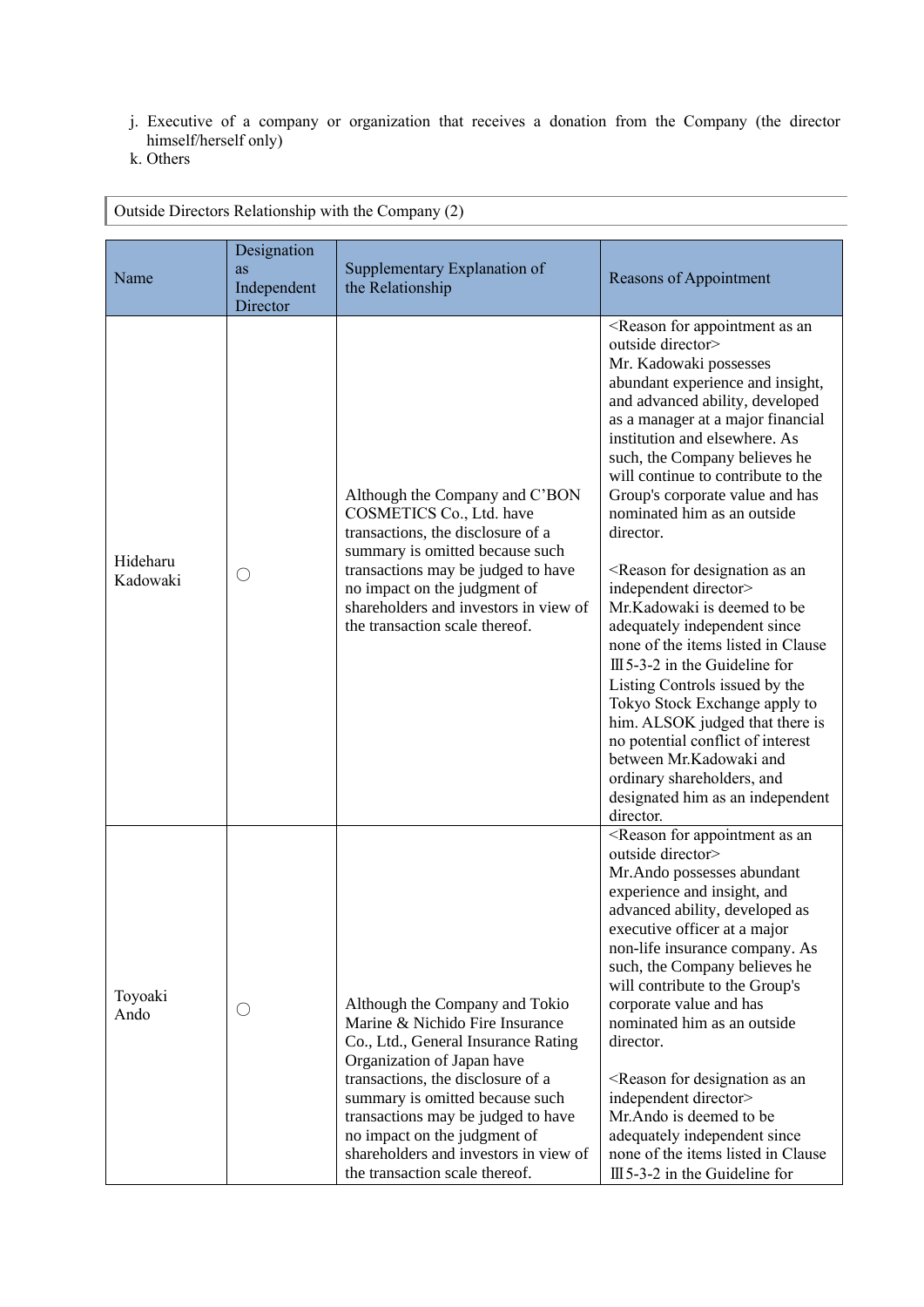j. Executive of a company or organization that receives a donation from the Company (the director himself/herself only)
k. Others

| Outside Directors Relationship with the Company (2) |
|---|

| Name | Designation as Independent Director | Supplementary Explanation of the Relationship | Reasons of Appointment |
|---|---|---|---|
| Hideharu Kadowaki | ○ | Although the Company and C'BON COSMETICS Co., Ltd. have transactions, the disclosure of a summary is omitted because such transactions may be judged to have no impact on the judgment of shareholders and investors in view of the transaction scale thereof. | <Reason for appointment as an outside director> Mr. Kadowaki possesses abundant experience and insight, and advanced ability, developed as a manager at a major financial institution and elsewhere. As such, the Company believes he will continue to contribute to the Group's corporate value and has nominated him as an outside director.<br><br><Reason for designation as an independent director> Mr.Kadowaki is deemed to be adequately independent since none of the items listed in Clause Ⅲ5-3-2 in the Guideline for Listing Controls issued by the Tokyo Stock Exchange apply to him. ALSOK judged that there is no potential conflict of interest between Mr.Kadowaki and ordinary shareholders, and designated him as an independent director. |
| Toyoaki Ando | ○ | Although the Company and Tokio Marine & Nichido Fire Insurance Co., Ltd., General Insurance Rating Organization of Japan have transactions, the disclosure of a summary is omitted because such transactions may be judged to have no impact on the judgment of shareholders and investors in view of the transaction scale thereof. | <Reason for appointment as an outside director> Mr.Ando possesses abundant experience and insight, and advanced ability, developed as executive officer at a major non-life insurance company. As such, the Company believes he will contribute to the Group's corporate value and has nominated him as an outside director.<br><br><Reason for designation as an independent director> Mr.Ando is deemed to be adequately independent since none of the items listed in Clause Ⅲ5-3-2 in the Guideline for |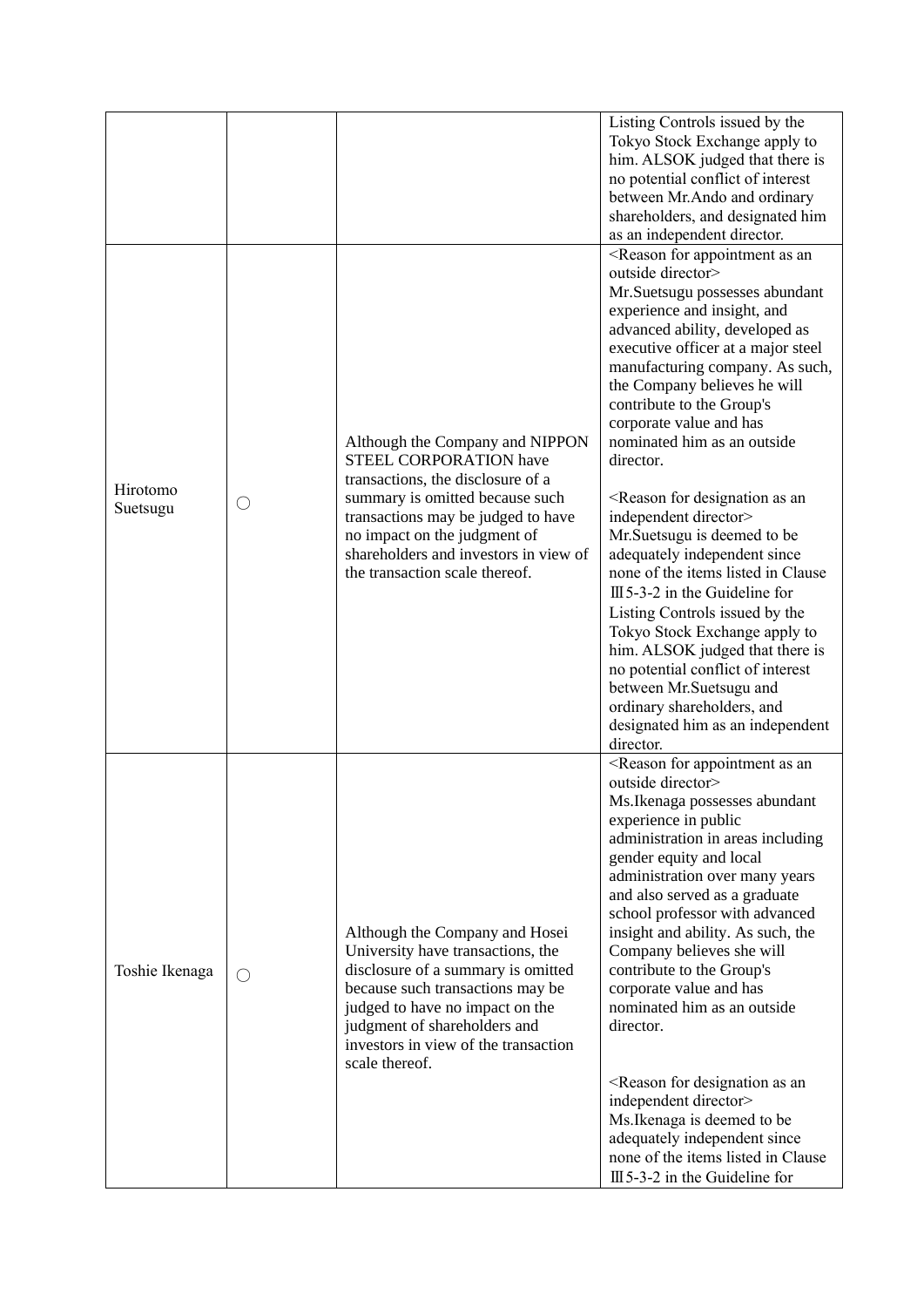| | | | |
|---|---|---|---|
| | | | Listing Controls issued by the Tokyo Stock Exchange apply to him. ALSOK judged that there is no potential conflict of interest between Mr.Ando and ordinary shareholders, and designated him as an independent director. |
| Hirotomo Suetsugu | ○ | Although the Company and NIPPON STEEL CORPORATION have transactions, the disclosure of a summary is omitted because such transactions may be judged to have no impact on the judgment of shareholders and investors in view of the transaction scale thereof. | <Reason for appointment as an outside director> Mr.Suetsugu possesses abundant experience and insight, and advanced ability, developed as executive officer at a major steel manufacturing company. As such, the Company believes he will contribute to the Group's corporate value and has nominated him as an outside director. <br><br> <Reason for designation as an independent director> Mr.Suetsugu is deemed to be adequately independent since none of the items listed in Clause Ⅲ5-3-2 in the Guideline for Listing Controls issued by the Tokyo Stock Exchange apply to him. ALSOK judged that there is no potential conflict of interest between Mr.Suetsugu and ordinary shareholders, and designated him as an independent director. |
| Toshie Ikenaga | ○ | Although the Company and Hosei University have transactions, the disclosure of a summary is omitted because such transactions may be judged to have no impact on the judgment of shareholders and investors in view of the transaction scale thereof. | <Reason for appointment as an outside director> Ms.Ikenaga possesses abundant experience in public administration in areas including gender equity and local administration over many years and also served as a graduate school professor with advanced insight and ability. As such, the Company believes she will contribute to the Group's corporate value and has nominated him as an outside director. <br><br> <Reason for designation as an independent director> Ms.Ikenaga is deemed to be adequately independent since none of the items listed in Clause Ⅲ5-3-2 in the Guideline for |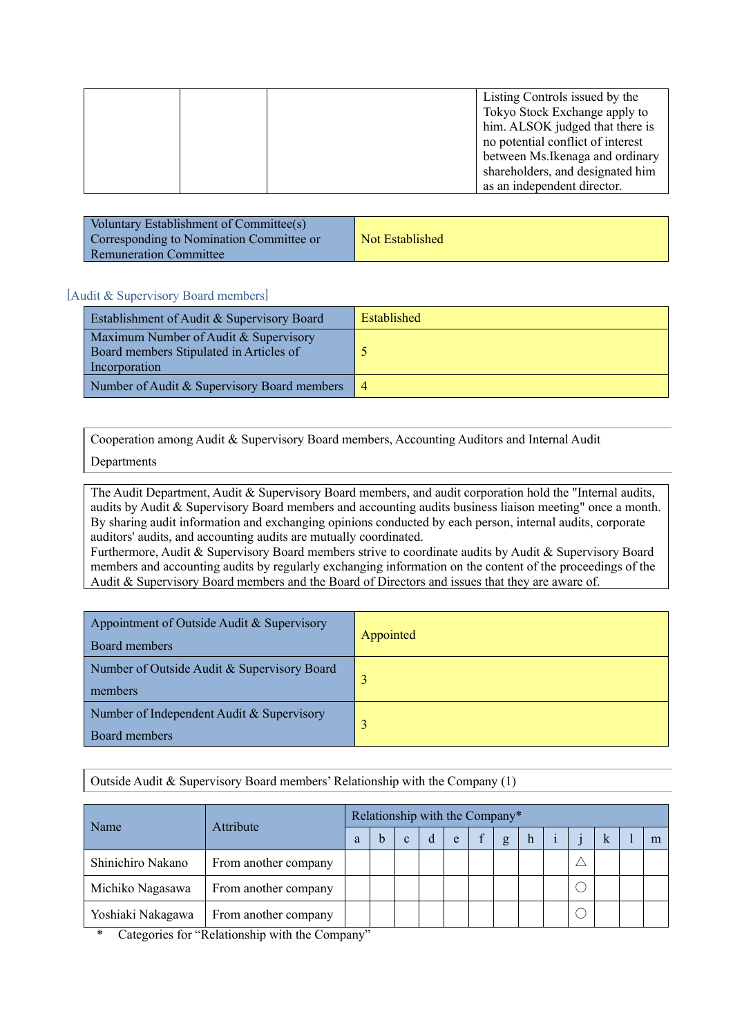| | | | |
|---|---|---|---|
| | | | Listing Controls issued by the Tokyo Stock Exchange apply to him. ALSOK judged that there is no potential conflict of interest between Ms.Ikenaga and ordinary shareholders, and designated him as an independent director. |

| | |
|---|---|
| Voluntary Establishment of Committee(s) Corresponding to Nomination Committee or Remuneration Committee | Not Established |

[Audit & Supervisory Board members]

| | |
|---|---|
| Establishment of Audit & Supervisory Board | Established |
| Maximum Number of Audit & Supervisory Board members Stipulated in Articles of Incorporation | 5 |
| Number of Audit & Supervisory Board members | 4 |

Cooperation among Audit & Supervisory Board members, Accounting Auditors and Internal Audit Departments

The Audit Department, Audit & Supervisory Board members, and audit corporation hold the "Internal audits, audits by Audit & Supervisory Board members and accounting audits business liaison meeting" once a month. By sharing audit information and exchanging opinions conducted by each person, internal audits, corporate auditors' audits, and accounting audits are mutually coordinated.
Furthermore, Audit & Supervisory Board members strive to coordinate audits by Audit & Supervisory Board members and accounting audits by regularly exchanging information on the content of the proceedings of the Audit & Supervisory Board members and the Board of Directors and issues that they are aware of.

| | |
|---|---|
| Appointment of Outside Audit & Supervisory Board members | Appointed |
| Number of Outside Audit & Supervisory Board members | 3 |
| Number of Independent Audit & Supervisory Board members | 3 |

Outside Audit & Supervisory Board members' Relationship with the Company (1)

| Name | Attribute | Relationship with the Company* | | | | | | | | | | | | |
|---|---|---|---|---|---|---|---|---|---|---|---|---|---|---|
| | | a | b | c | d | e | f | g | h | i | j | k | l | m |
| Shinichiro Nakano | From another company | | | | | | | | | | △ | | | |
| Michiko Nagasawa | From another company | | | | | | | | | | ○ | | | |
| Yoshiaki Nakagawa | From another company | | | | | | | | | | ○ | | | |

\* Categories for "Relationship with the Company"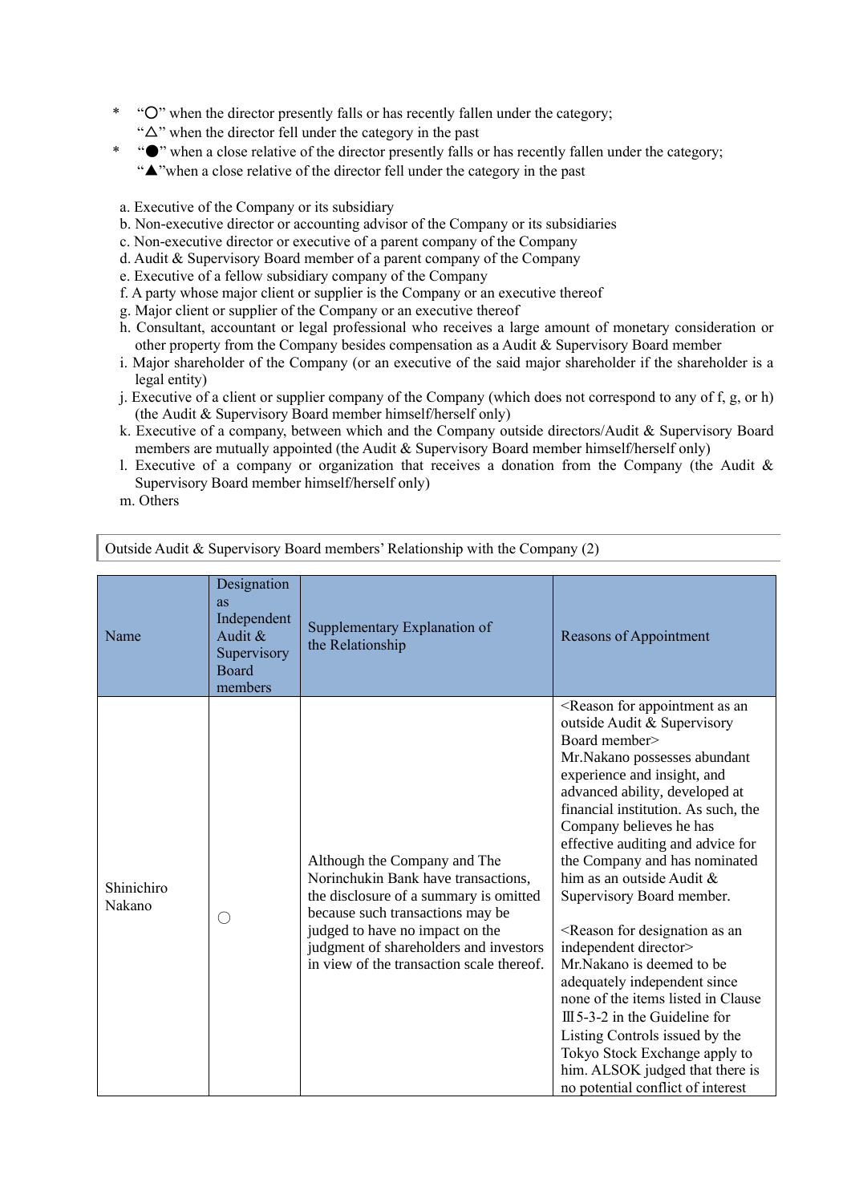\* "○" when the director presently falls or has recently fallen under the category;
"△" when the director fell under the category in the past

\* "●" when a close relative of the director presently falls or has recently fallen under the category;
"▲"when a close relative of the director fell under the category in the past

a. Executive of the Company or its subsidiary
b. Non-executive director or accounting advisor of the Company or its subsidiaries
c. Non-executive director or executive of a parent company of the Company
d. Audit & Supervisory Board member of a parent company of the Company
e. Executive of a fellow subsidiary company of the Company
f. A party whose major client or supplier is the Company or an executive thereof
g. Major client or supplier of the Company or an executive thereof
h. Consultant, accountant or legal professional who receives a large amount of monetary consideration or other property from the Company besides compensation as a Audit & Supervisory Board member
i. Major shareholder of the Company (or an executive of the said major shareholder if the shareholder is a legal entity)
j. Executive of a client or supplier company of the Company (which does not correspond to any of f, g, or h) (the Audit & Supervisory Board member himself/herself only)
k. Executive of a company, between which and the Company outside directors/Audit & Supervisory Board members are mutually appointed (the Audit & Supervisory Board member himself/herself only)
l. Executive of a company or organization that receives a donation from the Company (the Audit & Supervisory Board member himself/herself only)
m. Others

Outside Audit & Supervisory Board members' Relationship with the Company (2)

| Name | Designation as Independent Audit & Supervisory Board members | Supplementary Explanation of the Relationship | Reasons of Appointment |
|---|---|---|---|
| Shinichiro Nakano | ○ | Although the Company and The Norinchukin Bank have transactions, the disclosure of a summary is omitted because such transactions may be judged to have no impact on the judgment of shareholders and investors in view of the transaction scale thereof. | <Reason for appointment as an outside Audit & Supervisory Board member><br>Mr.Nakano possesses abundant experience and insight, and advanced ability, developed at financial institution. As such, the Company believes he has effective auditing and advice for the Company and has nominated him as an outside Audit & Supervisory Board member.<br><br><Reason for designation as an independent director><br>Mr.Nakano is deemed to be adequately independent since none of the items listed in Clause Ⅲ5-3-2 in the Guideline for Listing Controls issued by the Tokyo Stock Exchange apply to him. ALSOK judged that there is no potential conflict of interest |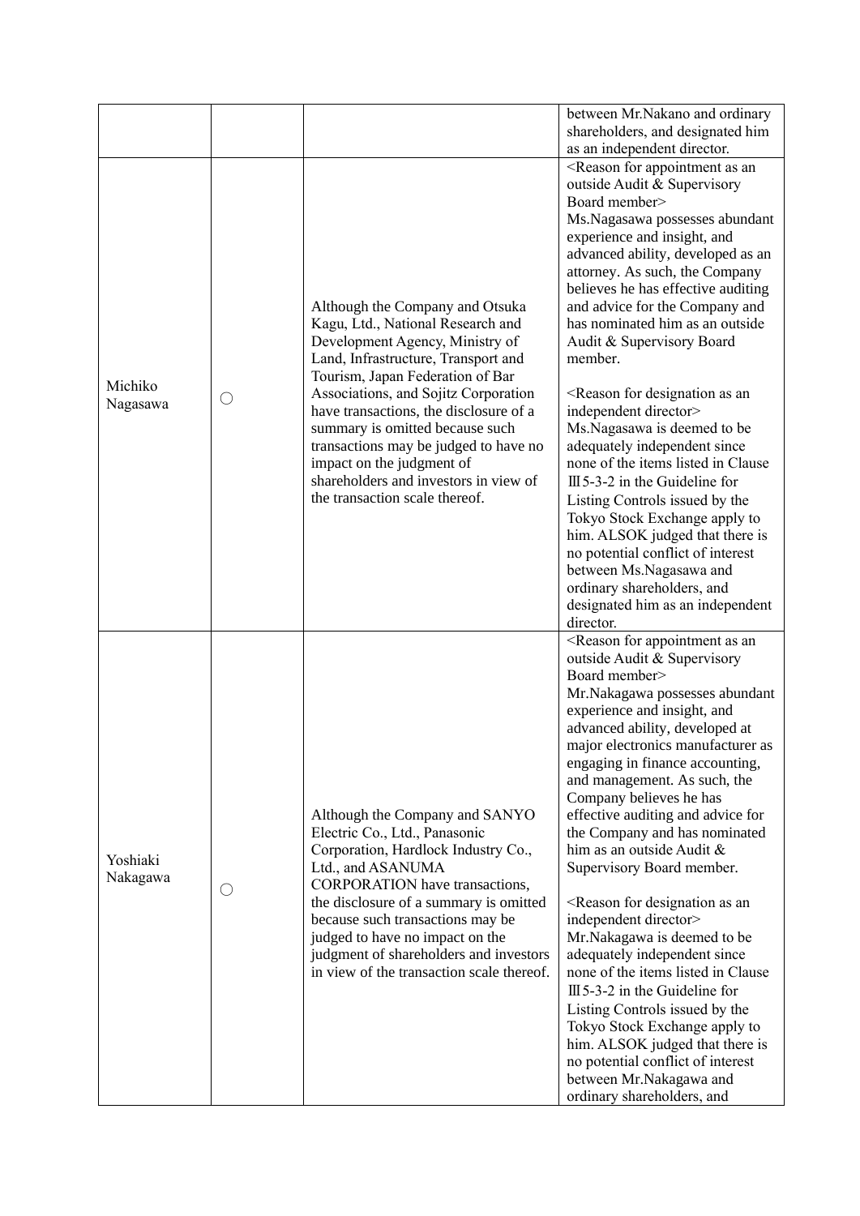| | | | |
|---|---|---|---|
| | | | between Mr.Nakano and ordinary shareholders, and designated him as an independent director. |
| Michiko Nagasawa | ○ | Although the Company and Otsuka Kagu, Ltd., National Research and Development Agency, Ministry of Land, Infrastructure, Transport and Tourism, Japan Federation of Bar Associations, and Sojitz Corporation have transactions, the disclosure of a summary is omitted because such transactions may be judged to have no impact on the judgment of shareholders and investors in view of the transaction scale thereof. | <Reason for appointment as an outside Audit & Supervisory Board member> Ms.Nagasawa possesses abundant experience and insight, and advanced ability, developed as an attorney. As such, the Company believes he has effective auditing and advice for the Company and has nominated him as an outside Audit & Supervisory Board member. <br><br> <Reason for designation as an independent director> Ms.Nagasawa is deemed to be adequately independent since none of the items listed in Clause Ⅲ5-3-2 in the Guideline for Listing Controls issued by the Tokyo Stock Exchange apply to him. ALSOK judged that there is no potential conflict of interest between Ms.Nagasawa and ordinary shareholders, and designated him as an independent director. |
| Yoshiaki Nakagawa | ○ | Although the Company and SANYO Electric Co., Ltd., Panasonic Corporation, Hardlock Industry Co., Ltd., and ASANUMA CORPORATION have transactions, the disclosure of a summary is omitted because such transactions may be judged to have no impact on the judgment of shareholders and investors in view of the transaction scale thereof. | <Reason for appointment as an outside Audit & Supervisory Board member> Mr.Nakagawa possesses abundant experience and insight, and advanced ability, developed at major electronics manufacturer as engaging in finance accounting, and management. As such, the Company believes he has effective auditing and advice for the Company and has nominated him as an outside Audit & Supervisory Board member. <br><br> <Reason for designation as an independent director> Mr.Nakagawa is deemed to be adequately independent since none of the items listed in Clause Ⅲ5-3-2 in the Guideline for Listing Controls issued by the Tokyo Stock Exchange apply to him. ALSOK judged that there is no potential conflict of interest between Mr.Nakagawa and ordinary shareholders, and |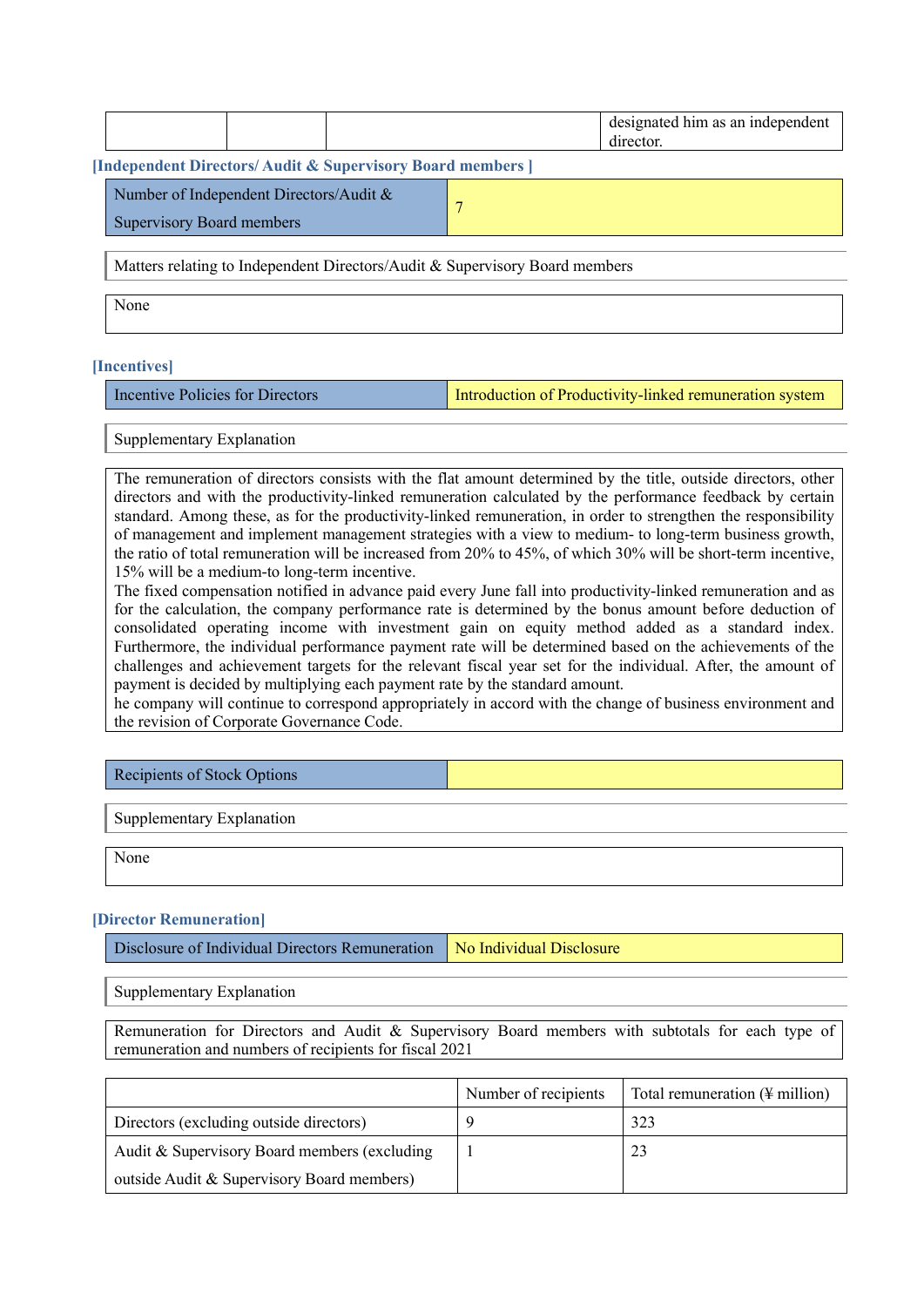| | | | |
|---|---|---|---|
| | | | designated him as an independent director. |

**[Independent Directors/ Audit & Supervisory Board members ]**

| | |
|---|---|
| Number of Independent Directors/Audit & Supervisory Board members | 7 |

Matters relating to Independent Directors/Audit & Supervisory Board members

None

**[Incentives]**

| | |
|---|---|
| Incentive Policies for Directors | Introduction of Productivity-linked remuneration system |

Supplementary Explanation

The remuneration of directors consists with the flat amount determined by the title, outside directors, other directors and with the productivity-linked remuneration calculated by the performance feedback by certain standard. Among these, as for the productivity-linked remuneration, in order to strengthen the responsibility of management and implement management strategies with a view to medium- to long-term business growth, the ratio of total remuneration will be increased from 20% to 45%, of which 30% will be short-term incentive, 15% will be a medium-to long-term incentive.
The fixed compensation notified in advance paid every June fall into productivity-linked remuneration and as for the calculation, the company performance rate is determined by the bonus amount before deduction of consolidated operating income with investment gain on equity method added as a standard index. Furthermore, the individual performance payment rate will be determined based on the achievements of the challenges and achievement targets for the relevant fiscal year set for the individual. After, the amount of payment is decided by multiplying each payment rate by the standard amount.
he company will continue to correspond appropriately in accord with the change of business environment and the revision of Corporate Governance Code.

| | |
|---|---|
| Recipients of Stock Options | |

Supplementary Explanation

None

**[Director Remuneration]**

| | |
|---|---|
| Disclosure of Individual Directors Remuneration | No Individual Disclosure |

Supplementary Explanation

Remuneration for Directors and Audit & Supervisory Board members with subtotals for each type of remuneration and numbers of recipients for fiscal 2021

| | Number of recipients | Total remuneration (¥ million) |
|---|---|---|
| Directors (excluding outside directors) | 9 | 323 |
| Audit & Supervisory Board members (excluding outside Audit & Supervisory Board members) | 1 | 23 |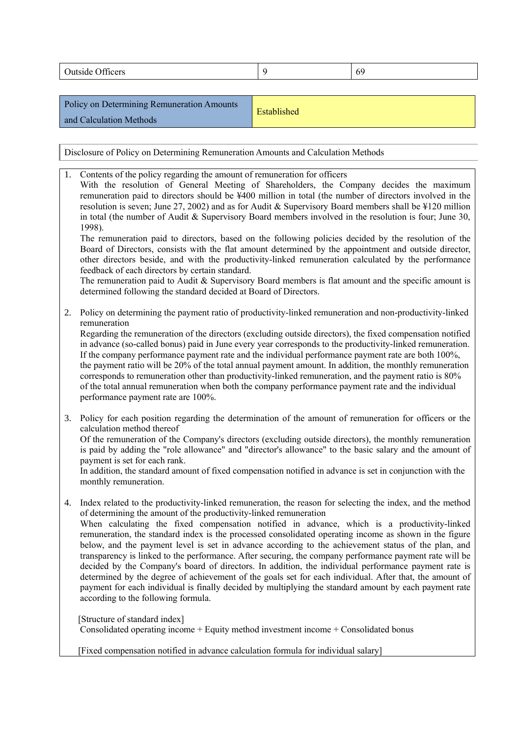| | | |
|---|---|---|
| Outside Officers | 9 | 69 |

| | |
|---|---|
| Policy on Determining Remuneration Amounts and Calculation Methods | Established |

Disclosure of Policy on Determining Remuneration Amounts and Calculation Methods

1. Contents of the policy regarding the amount of remuneration for officers
   With the resolution of General Meeting of Shareholders, the Company decides the maximum remuneration paid to directors should be ¥400 million in total (the number of directors involved in the resolution is seven; June 27, 2002) and as for Audit & Supervisory Board members shall be ¥120 million in total (the number of Audit & Supervisory Board members involved in the resolution is four; June 30, 1998).
   The remuneration paid to directors, based on the following policies decided by the resolution of the Board of Directors, consists with the flat amount determined by the appointment and outside director, other directors beside, and with the productivity-linked remuneration calculated by the performance feedback of each directors by certain standard.
   The remuneration paid to Audit & Supervisory Board members is flat amount and the specific amount is determined following the standard decided at Board of Directors.

2. Policy on determining the payment ratio of productivity-linked remuneration and non-productivity-linked remuneration
   Regarding the remuneration of the directors (excluding outside directors), the fixed compensation notified in advance (so-called bonus) paid in June every year corresponds to the productivity-linked remuneration. If the company performance payment rate and the individual performance payment rate are both 100%, the payment ratio will be 20% of the total annual payment amount. In addition, the monthly remuneration corresponds to remuneration other than productivity-linked remuneration, and the payment ratio is 80% of the total annual remuneration when both the company performance payment rate and the individual performance payment rate are 100%.

3. Policy for each position regarding the determination of the amount of remuneration for officers or the calculation method thereof
   Of the remuneration of the Company's directors (excluding outside directors), the monthly remuneration is paid by adding the "role allowance" and "director's allowance" to the basic salary and the amount of payment is set for each rank.
   In addition, the standard amount of fixed compensation notified in advance is set in conjunction with the monthly remuneration.

4. Index related to the productivity-linked remuneration, the reason for selecting the index, and the method of determining the amount of the productivity-linked remuneration
   When calculating the fixed compensation notified in advance, which is a productivity-linked remuneration, the standard index is the processed consolidated operating income as shown in the figure below, and the payment level is set in advance according to the achievement status of the plan, and transparency is linked to the performance. After securing, the company performance payment rate will be decided by the Company's board of directors. In addition, the individual performance payment rate is determined by the degree of achievement of the goals set for each individual. After that, the amount of payment for each individual is finally decided by multiplying the standard amount by each payment rate according to the following formula.

   [Structure of standard index]
   Consolidated operating income + Equity method investment income + Consolidated bonus

   [Fixed compensation notified in advance calculation formula for individual salary]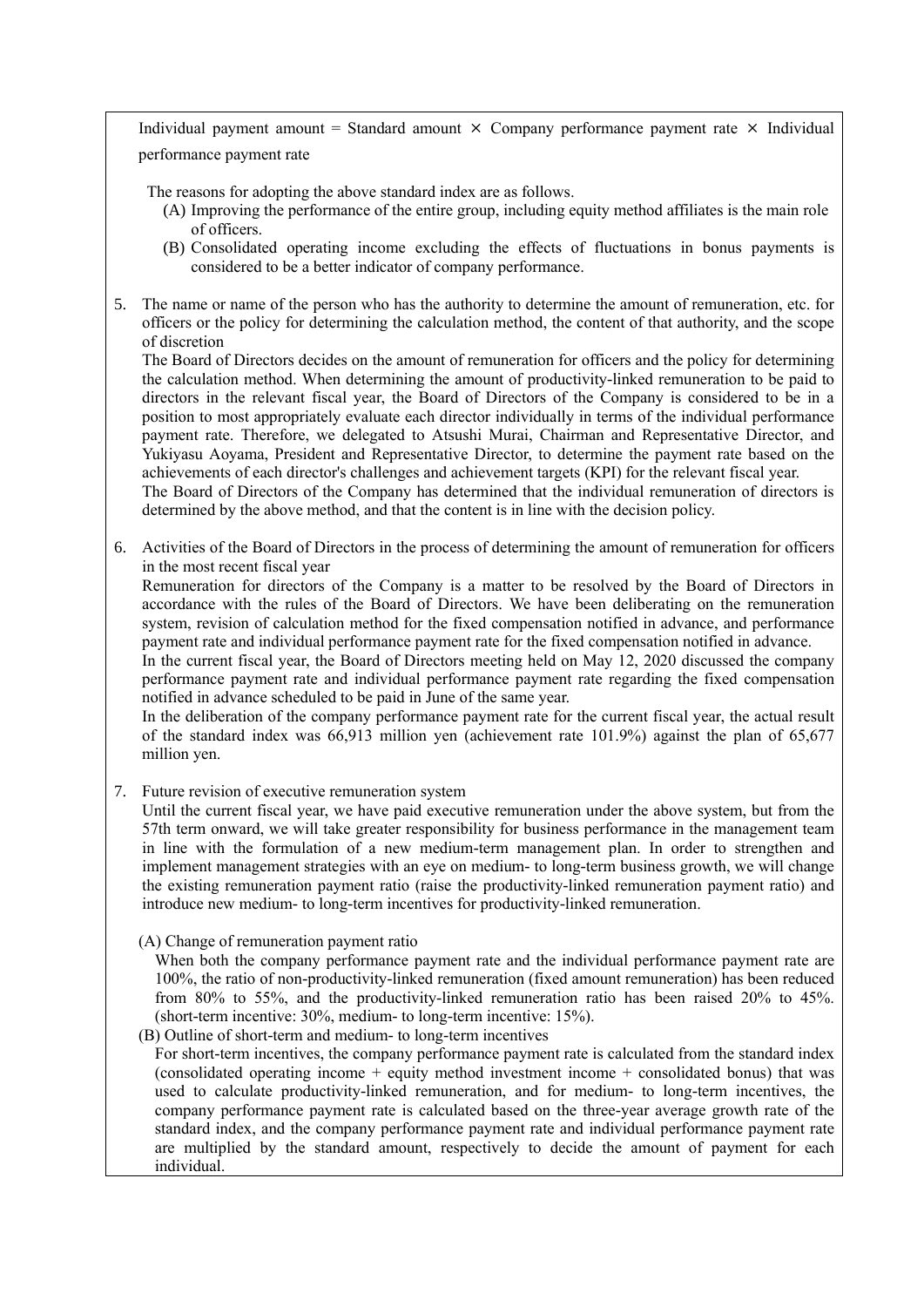Individual payment amount = Standard amount × Company performance payment rate × Individual performance payment rate

The reasons for adopting the above standard index are as follows.

(A) Improving the performance of the entire group, including equity method affiliates is the main role of officers.

(B) Consolidated operating income excluding the effects of fluctuations in bonus payments is considered to be a better indicator of company performance.

5. The name or name of the person who has the authority to determine the amount of remuneration, etc. for officers or the policy for determining the calculation method, the content of that authority, and the scope of discretion

The Board of Directors decides on the amount of remuneration for officers and the policy for determining the calculation method. When determining the amount of productivity-linked remuneration to be paid to directors in the relevant fiscal year, the Board of Directors of the Company is considered to be in a position to most appropriately evaluate each director individually in terms of the individual performance payment rate. Therefore, we delegated to Atsushi Murai, Chairman and Representative Director, and Yukiyasu Aoyama, President and Representative Director, to determine the payment rate based on the achievements of each director's challenges and achievement targets (KPI) for the relevant fiscal year.

The Board of Directors of the Company has determined that the individual remuneration of directors is determined by the above method, and that the content is in line with the decision policy.

6. Activities of the Board of Directors in the process of determining the amount of remuneration for officers in the most recent fiscal year

Remuneration for directors of the Company is a matter to be resolved by the Board of Directors in accordance with the rules of the Board of Directors. We have been deliberating on the remuneration system, revision of calculation method for the fixed compensation notified in advance, and performance payment rate and individual performance payment rate for the fixed compensation notified in advance.

In the current fiscal year, the Board of Directors meeting held on May 12, 2020 discussed the company performance payment rate and individual performance payment rate regarding the fixed compensation notified in advance scheduled to be paid in June of the same year.

In the deliberation of the company performance payment rate for the current fiscal year, the actual result of the standard index was 66,913 million yen (achievement rate 101.9%) against the plan of 65,677 million yen.

7. Future revision of executive remuneration system

Until the current fiscal year, we have paid executive remuneration under the above system, but from the 57th term onward, we will take greater responsibility for business performance in the management team in line with the formulation of a new medium-term management plan. In order to strengthen and implement management strategies with an eye on medium- to long-term business growth, we will change the existing remuneration payment ratio (raise the productivity-linked remuneration payment ratio) and introduce new medium- to long-term incentives for productivity-linked remuneration.

(A) Change of remuneration payment ratio

When both the company performance payment rate and the individual performance payment rate are 100%, the ratio of non-productivity-linked remuneration (fixed amount remuneration) has been reduced from 80% to 55%, and the productivity-linked remuneration ratio has been raised 20% to 45%. (short-term incentive: 30%, medium- to long-term incentive: 15%).

(B) Outline of short-term and medium- to long-term incentives

For short-term incentives, the company performance payment rate is calculated from the standard index (consolidated operating income + equity method investment income + consolidated bonus) that was used to calculate productivity-linked remuneration, and for medium- to long-term incentives, the company performance payment rate is calculated based on the three-year average growth rate of the standard index, and the company performance payment rate and individual performance payment rate are multiplied by the standard amount, respectively to decide the amount of payment for each individual.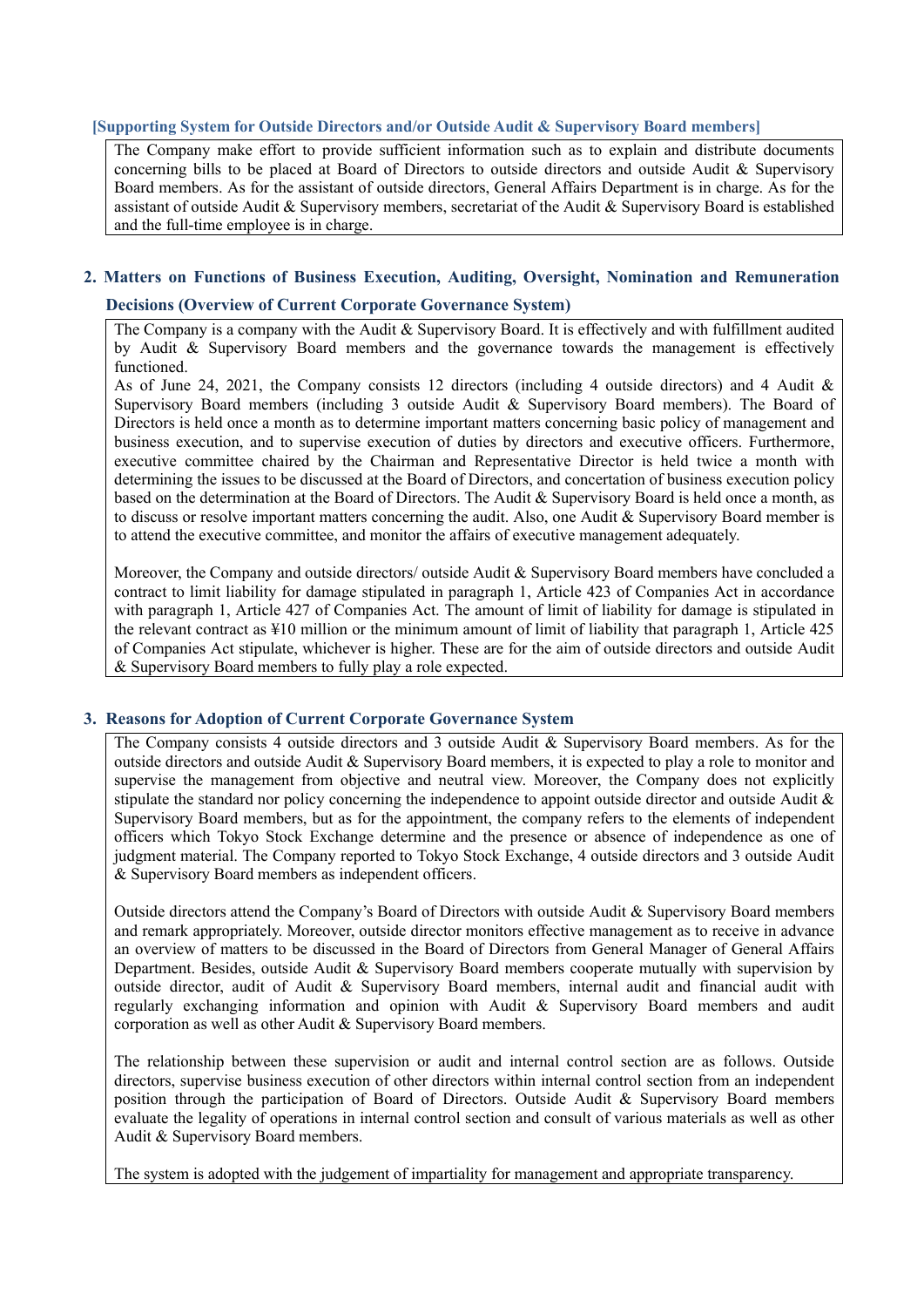**[Supporting System for Outside Directors and/or Outside Audit & Supervisory Board members]**

The Company make effort to provide sufficient information such as to explain and distribute documents concerning bills to be placed at Board of Directors to outside directors and outside Audit & Supervisory Board members. As for the assistant of outside directors, General Affairs Department is in charge. As for the assistant of outside Audit & Supervisory members, secretariat of the Audit & Supervisory Board is established and the full-time employee is in charge.

## 2. Matters on Functions of Business Execution, Auditing, Oversight, Nomination and Remuneration Decisions (Overview of Current Corporate Governance System)

The Company is a company with the Audit & Supervisory Board. It is effectively and with fulfillment audited by Audit & Supervisory Board members and the governance towards the management is effectively functioned.

As of June 24, 2021, the Company consists 12 directors (including 4 outside directors) and 4 Audit & Supervisory Board members (including 3 outside Audit & Supervisory Board members). The Board of Directors is held once a month as to determine important matters concerning basic policy of management and business execution, and to supervise execution of duties by directors and executive officers. Furthermore, executive committee chaired by the Chairman and Representative Director is held twice a month with determining the issues to be discussed at the Board of Directors, and concertation of business execution policy based on the determination at the Board of Directors. The Audit & Supervisory Board is held once a month, as to discuss or resolve important matters concerning the audit. Also, one Audit & Supervisory Board member is to attend the executive committee, and monitor the affairs of executive management adequately.

Moreover, the Company and outside directors/ outside Audit & Supervisory Board members have concluded a contract to limit liability for damage stipulated in paragraph 1, Article 423 of Companies Act in accordance with paragraph 1, Article 427 of Companies Act. The amount of limit of liability for damage is stipulated in the relevant contract as ¥10 million or the minimum amount of limit of liability that paragraph 1, Article 425 of Companies Act stipulate, whichever is higher. These are for the aim of outside directors and outside Audit & Supervisory Board members to fully play a role expected.

## 3. Reasons for Adoption of Current Corporate Governance System

The Company consists 4 outside directors and 3 outside Audit & Supervisory Board members. As for the outside directors and outside Audit & Supervisory Board members, it is expected to play a role to monitor and supervise the management from objective and neutral view. Moreover, the Company does not explicitly stipulate the standard nor policy concerning the independence to appoint outside director and outside Audit & Supervisory Board members, but as for the appointment, the company refers to the elements of independent officers which Tokyo Stock Exchange determine and the presence or absence of independence as one of judgment material. The Company reported to Tokyo Stock Exchange, 4 outside directors and 3 outside Audit & Supervisory Board members as independent officers.

Outside directors attend the Company's Board of Directors with outside Audit & Supervisory Board members and remark appropriately. Moreover, outside director monitors effective management as to receive in advance an overview of matters to be discussed in the Board of Directors from General Manager of General Affairs Department. Besides, outside Audit & Supervisory Board members cooperate mutually with supervision by outside director, audit of Audit & Supervisory Board members, internal audit and financial audit with regularly exchanging information and opinion with Audit & Supervisory Board members and audit corporation as well as other Audit & Supervisory Board members.

The relationship between these supervision or audit and internal control section are as follows. Outside directors, supervise business execution of other directors within internal control section from an independent position through the participation of Board of Directors. Outside Audit & Supervisory Board members evaluate the legality of operations in internal control section and consult of various materials as well as other Audit & Supervisory Board members.

The system is adopted with the judgement of impartiality for management and appropriate transparency.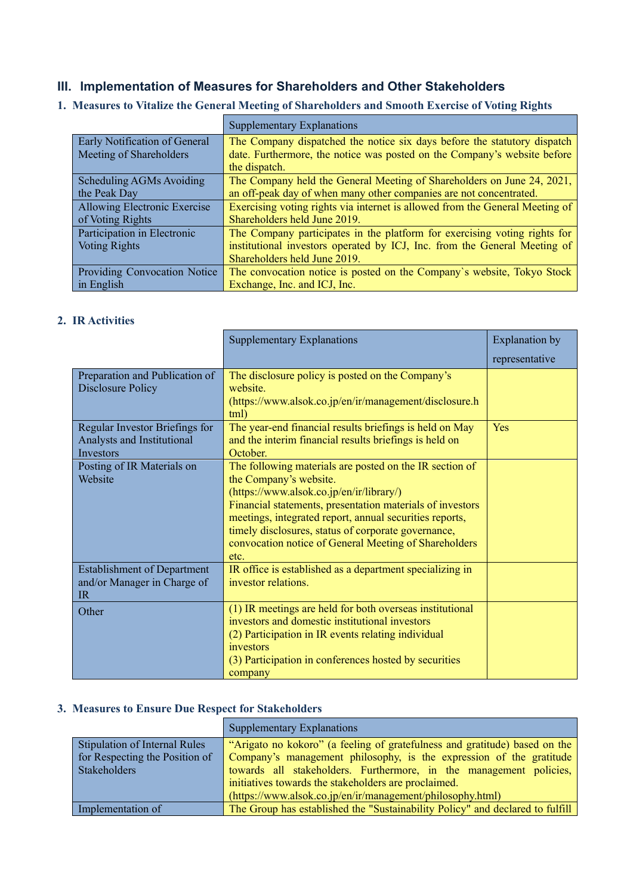## III. Implementation of Measures for Shareholders and Other Stakeholders

### 1. Measures to Vitalize the General Meeting of Shareholders and Smooth Exercise of Voting Rights

| | Supplementary Explanations |
|---|---|
| Early Notification of General Meeting of Shareholders | The Company dispatched the notice six days before the statutory dispatch date. Furthermore, the notice was posted on the Company's website before the dispatch. |
| Scheduling AGMs Avoiding the Peak Day | The Company held the General Meeting of Shareholders on June 24, 2021, an off-peak day of when many other companies are not concentrated. |
| Allowing Electronic Exercise of Voting Rights | Exercising voting rights via internet is allowed from the General Meeting of Shareholders held June 2019. |
| Participation in Electronic Voting Rights | The Company participates in the platform for exercising voting rights for institutional investors operated by ICJ, Inc. from the General Meeting of Shareholders held June 2019. |
| Providing Convocation Notice in English | The convocation notice is posted on the Company`s website, Tokyo Stock Exchange, Inc. and ICJ, Inc. |

### 2. IR Activities

| | Supplementary Explanations | Explanation by representative |
|---|---|---|
| Preparation and Publication of Disclosure Policy | The disclosure policy is posted on the Company's website. (https://www.alsok.co.jp/en/ir/management/disclosure.html) | |
| Regular Investor Briefings for Analysts and Institutional Investors | The year-end financial results briefings is held on May and the interim financial results briefings is held on October. | Yes |
| Posting of IR Materials on Website | The following materials are posted on the IR section of the Company's website. (https://www.alsok.co.jp/en/ir/library/) Financial statements, presentation materials of investors meetings, integrated report, annual securities reports, timely disclosures, status of corporate governance, convocation notice of General Meeting of Shareholders etc. | |
| Establishment of Department and/or Manager in Charge of IR | IR office is established as a department specializing in investor relations. | |
| Other | (1) IR meetings are held for both overseas institutional investors and domestic institutional investors<br>(2) Participation in IR events relating individual investors<br>(3) Participation in conferences hosted by securities company | |

### 3. Measures to Ensure Due Respect for Stakeholders

| | Supplementary Explanations |
|---|---|
| Stipulation of Internal Rules for Respecting the Position of Stakeholders | "Arigato no kokoro" (a feeling of gratefulness and gratitude) based on the Company's management philosophy, is the expression of the gratitude towards all stakeholders. Furthermore, in the management policies, initiatives towards the stakeholders are proclaimed. (https://www.alsok.co.jp/en/ir/management/philosophy.html) |
| Implementation of | The Group has established the "Sustainability Policy" and declared to fulfill |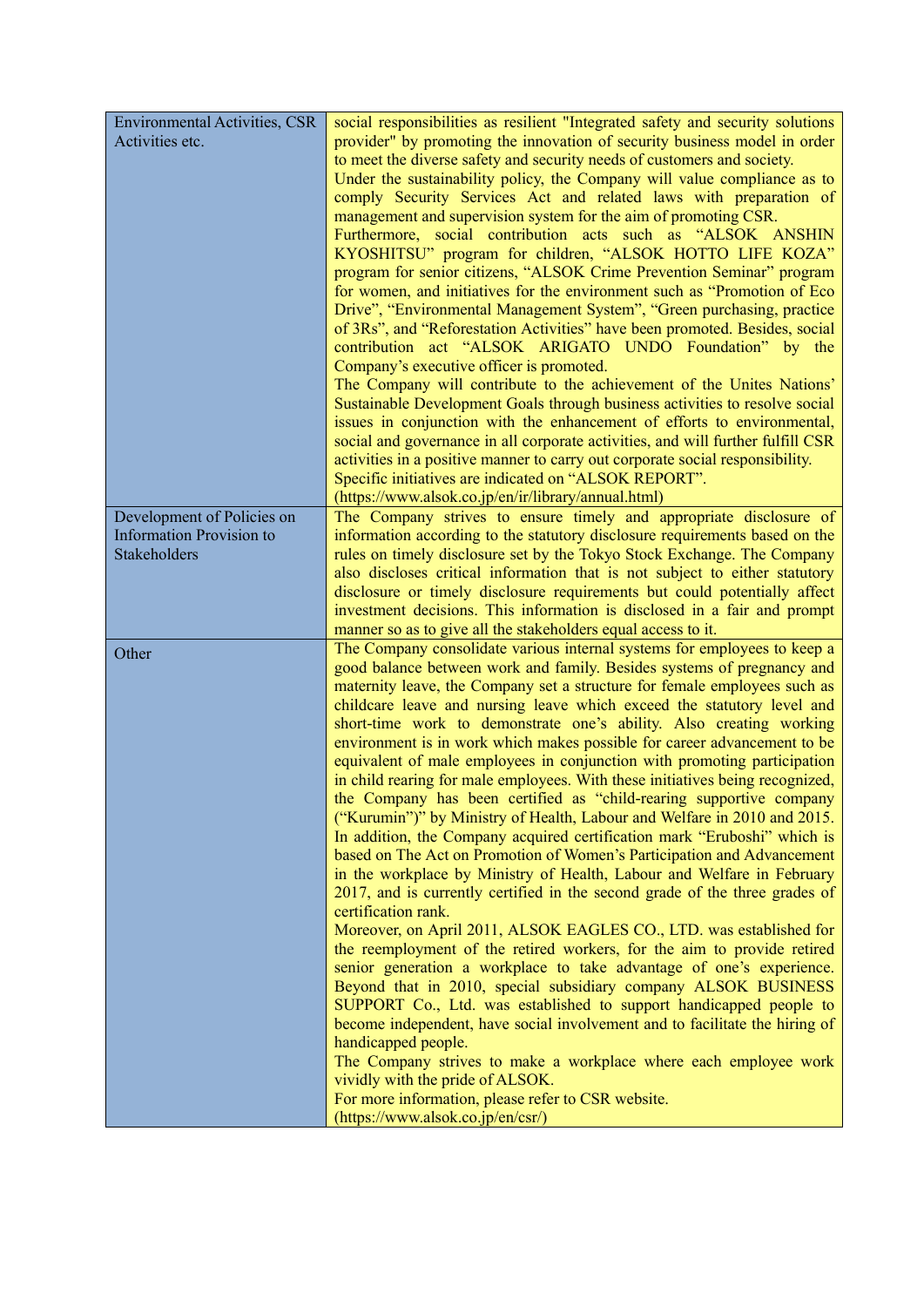| | |
|---|---|
| Environmental Activities, CSR Activities etc. | social responsibilities as resilient "Integrated safety and security solutions provider" by promoting the innovation of security business model in order to meet the diverse safety and security needs of customers and society.<br>Under the sustainability policy, the Company will value compliance as to comply Security Services Act and related laws with preparation of management and supervision system for the aim of promoting CSR.<br>Furthermore, social contribution acts such as "ALSOK ANSHIN KYOSHITSU" program for children, "ALSOK HOTTO LIFE KOZA" program for senior citizens, "ALSOK Crime Prevention Seminar" program for women, and initiatives for the environment such as "Promotion of Eco Drive", "Environmental Management System", "Green purchasing, practice of 3Rs", and "Reforestation Activities" have been promoted. Besides, social contribution act "ALSOK ARIGATO UNDO Foundation" by the Company's executive officer is promoted.<br>The Company will contribute to the achievement of the Unites Nations' Sustainable Development Goals through business activities to resolve social issues in conjunction with the enhancement of efforts to environmental, social and governance in all corporate activities, and will further fulfill CSR activities in a positive manner to carry out corporate social responsibility.<br>Specific initiatives are indicated on "ALSOK REPORT".<br>(https://www.alsok.co.jp/en/ir/library/annual.html) |
| Development of Policies on Information Provision to Stakeholders | The Company strives to ensure timely and appropriate disclosure of information according to the statutory disclosure requirements based on the rules on timely disclosure set by the Tokyo Stock Exchange. The Company also discloses critical information that is not subject to either statutory disclosure or timely disclosure requirements but could potentially affect investment decisions. This information is disclosed in a fair and prompt manner so as to give all the stakeholders equal access to it. |
| Other | The Company consolidate various internal systems for employees to keep a good balance between work and family. Besides systems of pregnancy and maternity leave, the Company set a structure for female employees such as childcare leave and nursing leave which exceed the statutory level and short-time work to demonstrate one's ability. Also creating working environment is in work which makes possible for career advancement to be equivalent of male employees in conjunction with promoting participation in child rearing for male employees. With these initiatives being recognized, the Company has been certified as "child-rearing supportive company ("Kurumin")" by Ministry of Health, Labour and Welfare in 2010 and 2015. In addition, the Company acquired certification mark "Eruboshi" which is based on The Act on Promotion of Women's Participation and Advancement in the workplace by Ministry of Health, Labour and Welfare in February 2017, and is currently certified in the second grade of the three grades of certification rank.<br>Moreover, on April 2011, ALSOK EAGLES CO., LTD. was established for the reemployment of the retired workers, for the aim to provide retired senior generation a workplace to take advantage of one's experience. Beyond that in 2010, special subsidiary company ALSOK BUSINESS SUPPORT Co., Ltd. was established to support handicapped people to become independent, have social involvement and to facilitate the hiring of handicapped people.<br>The Company strives to make a workplace where each employee work vividly with the pride of ALSOK.<br>For more information, please refer to CSR website.<br>(https://www.alsok.co.jp/en/csr/) |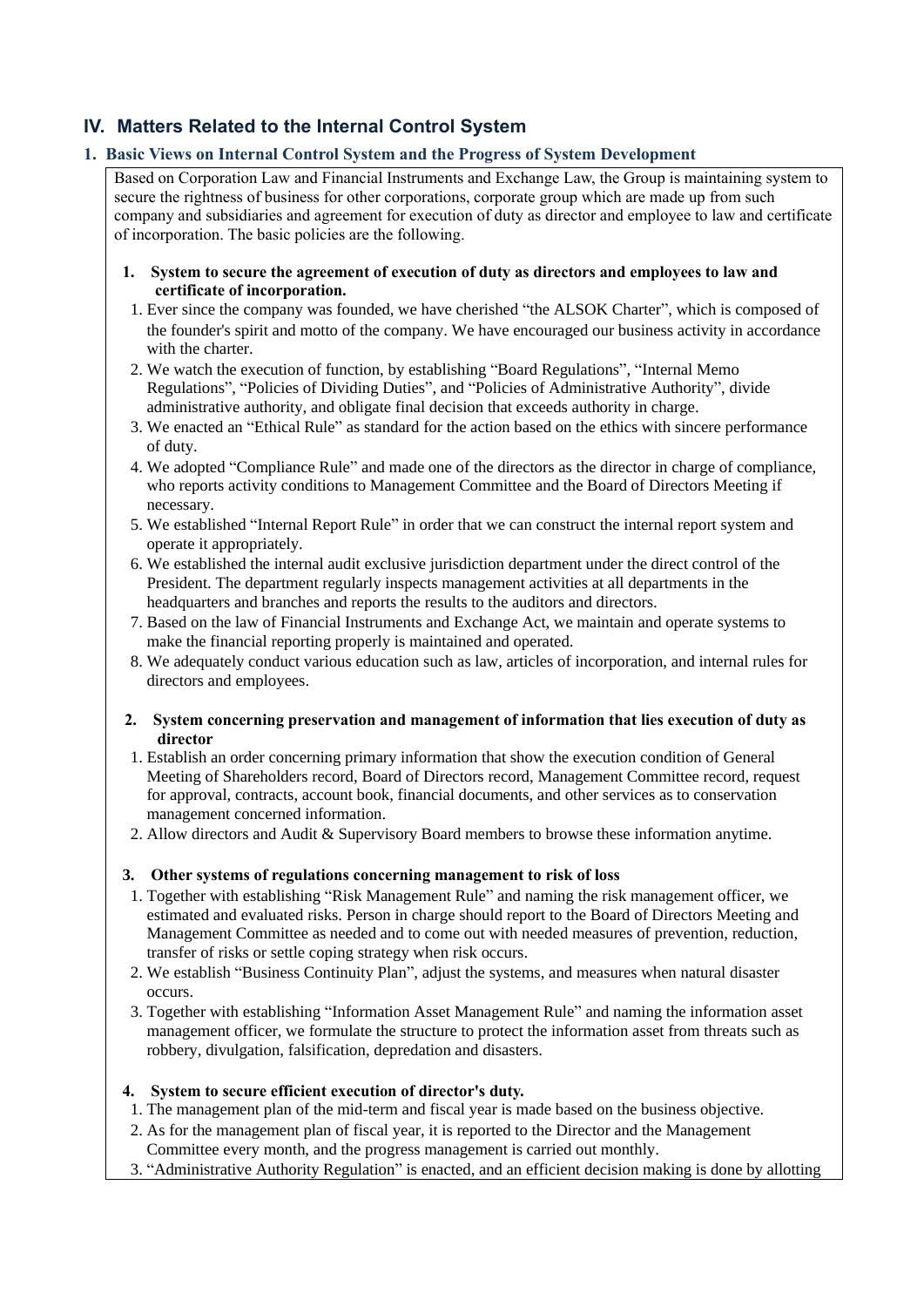## IV. Matters Related to the Internal Control System

### 1. Basic Views on Internal Control System and the Progress of System Development

Based on Corporation Law and Financial Instruments and Exchange Law, the Group is maintaining system to secure the rightness of business for other corporations, corporate group which are made up from such company and subsidiaries and agreement for execution of duty as director and employee to law and certificate of incorporation. The basic policies are the following.

**1. System to secure the agreement of execution of duty as directors and employees to law and certificate of incorporation.**

1. Ever since the company was founded, we have cherished “the ALSOK Charter”, which is composed of the founder's spirit and motto of the company. We have encouraged our business activity in accordance with the charter.
2. We watch the execution of function, by establishing “Board Regulations”, “Internal Memo Regulations”, “Policies of Dividing Duties”, and “Policies of Administrative Authority”, divide administrative authority, and obligate final decision that exceeds authority in charge.
3. We enacted an “Ethical Rule” as standard for the action based on the ethics with sincere performance of duty.
4. We adopted “Compliance Rule” and made one of the directors as the director in charge of compliance, who reports activity conditions to Management Committee and the Board of Directors Meeting if necessary.
5. We established “Internal Report Rule” in order that we can construct the internal report system and operate it appropriately.
6. We established the internal audit exclusive jurisdiction department under the direct control of the President. The department regularly inspects management activities at all departments in the headquarters and branches and reports the results to the auditors and directors.
7. Based on the law of Financial Instruments and Exchange Act, we maintain and operate systems to make the financial reporting properly is maintained and operated.
8. We adequately conduct various education such as law, articles of incorporation, and internal rules for directors and employees.

**2. System concerning preservation and management of information that lies execution of duty as director**

1. Establish an order concerning primary information that show the execution condition of General Meeting of Shareholders record, Board of Directors record, Management Committee record, request for approval, contracts, account book, financial documents, and other services as to conservation management concerned information.
2. Allow directors and Audit & Supervisory Board members to browse these information anytime.

**3. Other systems of regulations concerning management to risk of loss**

1. Together with establishing “Risk Management Rule” and naming the risk management officer, we estimated and evaluated risks. Person in charge should report to the Board of Directors Meeting and Management Committee as needed and to come out with needed measures of prevention, reduction, transfer of risks or settle coping strategy when risk occurs.
2. We establish “Business Continuity Plan”, adjust the systems, and measures when natural disaster occurs.
3. Together with establishing “Information Asset Management Rule” and naming the information asset management officer, we formulate the structure to protect the information asset from threats such as robbery, divulgation, falsification, depredation and disasters.

**4. System to secure efficient execution of director's duty.**

1. The management plan of the mid-term and fiscal year is made based on the business objective.
2. As for the management plan of fiscal year, it is reported to the Director and the Management Committee every month, and the progress management is carried out monthly.
3. “Administrative Authority Regulation” is enacted, and an efficient decision making is done by allotting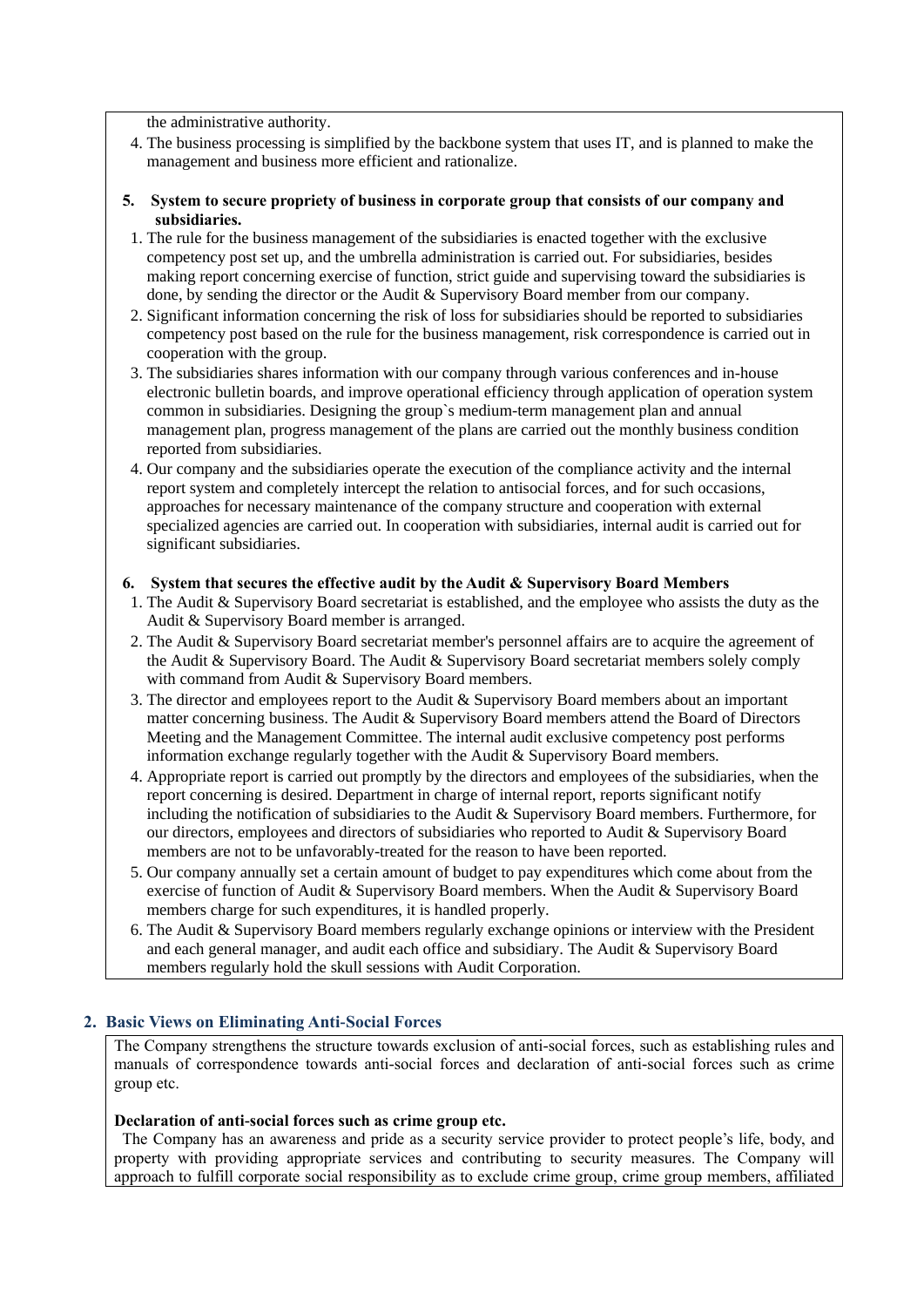the administrative authority.

4. The business processing is simplified by the backbone system that uses IT, and is planned to make the management and business more efficient and rationalize.

**5. System to secure propriety of business in corporate group that consists of our company and subsidiaries.**

1. The rule for the business management of the subsidiaries is enacted together with the exclusive competency post set up, and the umbrella administration is carried out. For subsidiaries, besides making report concerning exercise of function, strict guide and supervising toward the subsidiaries is done, by sending the director or the Audit & Supervisory Board member from our company.
2. Significant information concerning the risk of loss for subsidiaries should be reported to subsidiaries competency post based on the rule for the business management, risk correspondence is carried out in cooperation with the group.
3. The subsidiaries shares information with our company through various conferences and in-house electronic bulletin boards, and improve operational efficiency through application of operation system common in subsidiaries. Designing the group`s medium-term management plan and annual management plan, progress management of the plans are carried out the monthly business condition reported from subsidiaries.
4. Our company and the subsidiaries operate the execution of the compliance activity and the internal report system and completely intercept the relation to antisocial forces, and for such occasions, approaches for necessary maintenance of the company structure and cooperation with external specialized agencies are carried out. In cooperation with subsidiaries, internal audit is carried out for significant subsidiaries.

**6. System that secures the effective audit by the Audit & Supervisory Board Members**

1. The Audit & Supervisory Board secretariat is established, and the employee who assists the duty as the Audit & Supervisory Board member is arranged.
2. The Audit & Supervisory Board secretariat member's personnel affairs are to acquire the agreement of the Audit & Supervisory Board. The Audit & Supervisory Board secretariat members solely comply with command from Audit & Supervisory Board members.
3. The director and employees report to the Audit & Supervisory Board members about an important matter concerning business. The Audit & Supervisory Board members attend the Board of Directors Meeting and the Management Committee. The internal audit exclusive competency post performs information exchange regularly together with the Audit & Supervisory Board members.
4. Appropriate report is carried out promptly by the directors and employees of the subsidiaries, when the report concerning is desired. Department in charge of internal report, reports significant notify including the notification of subsidiaries to the Audit & Supervisory Board members. Furthermore, for our directors, employees and directors of subsidiaries who reported to Audit & Supervisory Board members are not to be unfavorably-treated for the reason to have been reported.
5. Our company annually set a certain amount of budget to pay expenditures which come about from the exercise of function of Audit & Supervisory Board members. When the Audit & Supervisory Board members charge for such expenditures, it is handled properly.
6. The Audit & Supervisory Board members regularly exchange opinions or interview with the President and each general manager, and audit each office and subsidiary. The Audit & Supervisory Board members regularly hold the skull sessions with Audit Corporation.

## 2. Basic Views on Eliminating Anti-Social Forces

The Company strengthens the structure towards exclusion of anti-social forces, such as establishing rules and manuals of correspondence towards anti-social forces and declaration of anti-social forces such as crime group etc.

**Declaration of anti-social forces such as crime group etc.**

The Company has an awareness and pride as a security service provider to protect people's life, body, and property with providing appropriate services and contributing to security measures. The Company will approach to fulfill corporate social responsibility as to exclude crime group, crime group members, affiliated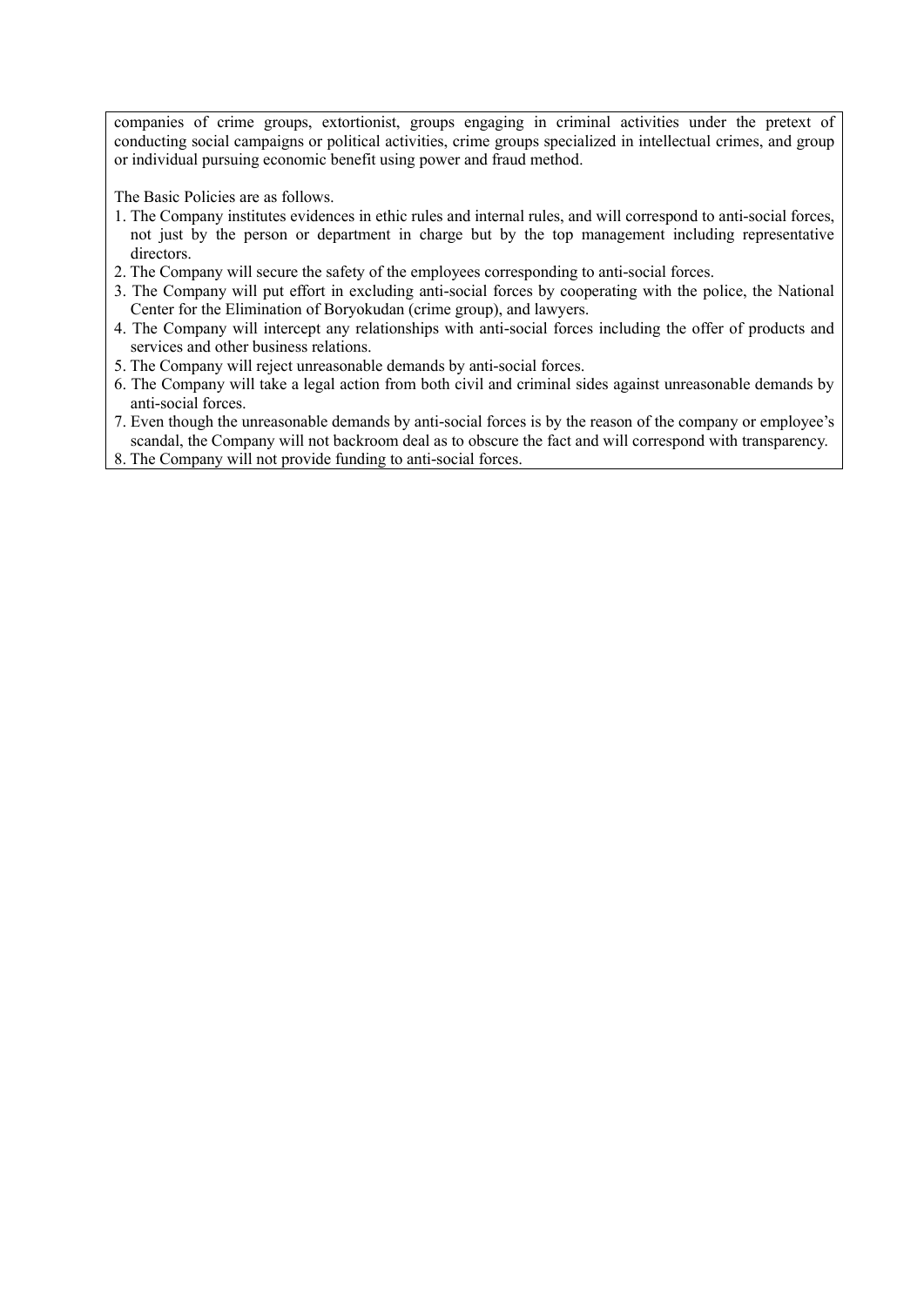companies of crime groups, extortionist, groups engaging in criminal activities under the pretext of conducting social campaigns or political activities, crime groups specialized in intellectual crimes, and group or individual pursuing economic benefit using power and fraud method.

The Basic Policies are as follows.

1. The Company institutes evidences in ethic rules and internal rules, and will correspond to anti-social forces, not just by the person or department in charge but by the top management including representative directors.
2. The Company will secure the safety of the employees corresponding to anti-social forces.
3. The Company will put effort in excluding anti-social forces by cooperating with the police, the National Center for the Elimination of Boryokudan (crime group), and lawyers.
4. The Company will intercept any relationships with anti-social forces including the offer of products and services and other business relations.
5. The Company will reject unreasonable demands by anti-social forces.
6. The Company will take a legal action from both civil and criminal sides against unreasonable demands by anti-social forces.
7. Even though the unreasonable demands by anti-social forces is by the reason of the company or employee's scandal, the Company will not backroom deal as to obscure the fact and will correspond with transparency.
8. The Company will not provide funding to anti-social forces.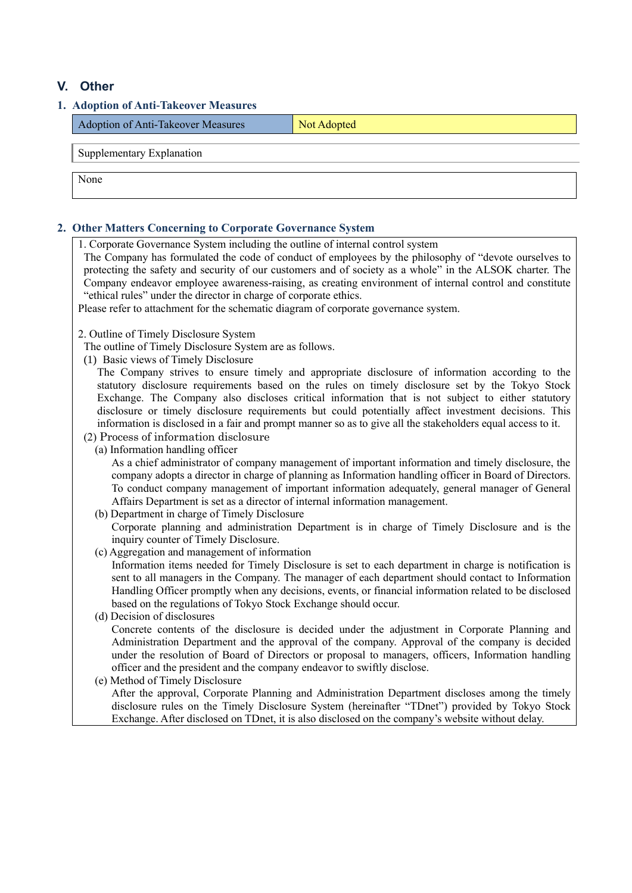## V. Other

### 1. Adoption of Anti-Takeover Measures

| | |
|---|---|
| Adoption of Anti-Takeover Measures | Not Adopted |

Supplementary Explanation

None

### 2. Other Matters Concerning to Corporate Governance System

1. Corporate Governance System including the outline of internal control system

The Company has formulated the code of conduct of employees by the philosophy of "devote ourselves to protecting the safety and security of our customers and of society as a whole" in the ALSOK charter. The Company endeavor employee awareness-raising, as creating environment of internal control and constitute "ethical rules" under the director in charge of corporate ethics.

Please refer to attachment for the schematic diagram of corporate governance system.

2. Outline of Timely Disclosure System

The outline of Timely Disclosure System are as follows.

(1) Basic views of Timely Disclosure

The Company strives to ensure timely and appropriate disclosure of information according to the statutory disclosure requirements based on the rules on timely disclosure set by the Tokyo Stock Exchange. The Company also discloses critical information that is not subject to either statutory disclosure or timely disclosure requirements but could potentially affect investment decisions. This information is disclosed in a fair and prompt manner so as to give all the stakeholders equal access to it.

(2) Process of information disclosure

(a) Information handling officer

As a chief administrator of company management of important information and timely disclosure, the company adopts a director in charge of planning as Information handling officer in Board of Directors. To conduct company management of important information adequately, general manager of General Affairs Department is set as a director of internal information management.

(b) Department in charge of Timely Disclosure

Corporate planning and administration Department is in charge of Timely Disclosure and is the inquiry counter of Timely Disclosure.

(c) Aggregation and management of information

Information items needed for Timely Disclosure is set to each department in charge is notification is sent to all managers in the Company. The manager of each department should contact to Information Handling Officer promptly when any decisions, events, or financial information related to be disclosed based on the regulations of Tokyo Stock Exchange should occur.

(d) Decision of disclosures

Concrete contents of the disclosure is decided under the adjustment in Corporate Planning and Administration Department and the approval of the company. Approval of the company is decided under the resolution of Board of Directors or proposal to managers, officers, Information handling officer and the president and the company endeavor to swiftly disclose.

(e) Method of Timely Disclosure

After the approval, Corporate Planning and Administration Department discloses among the timely disclosure rules on the Timely Disclosure System (hereinafter "TDnet") provided by Tokyo Stock Exchange. After disclosed on TDnet, it is also disclosed on the company's website without delay.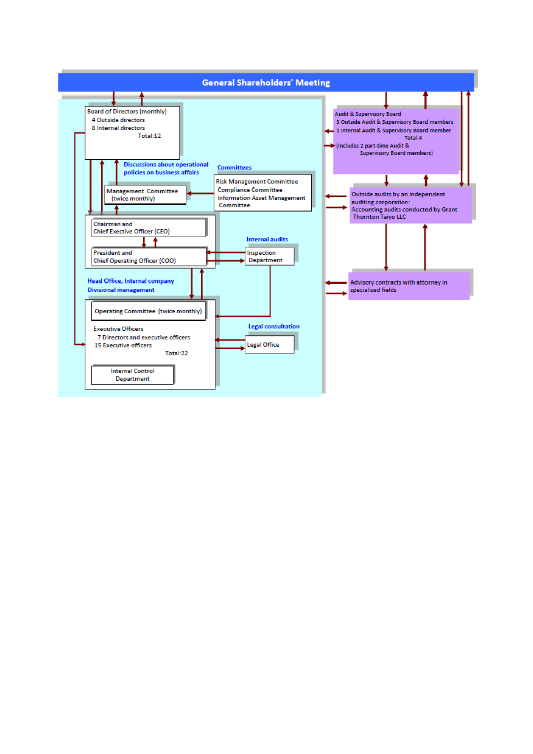General Shareholders' Meeting

Board of Directors (monthly)
4 Outside directors
8 Internal directors
Total:12

Discussions about operational policies on business affairs

Committees

Management Committee (twice monthly)

Risk Management Committee
Compliance Committee
Information Asset Management Committee

Chairman and Chief Executive Officer (CEO)

President and Chief Operating Officer (COO)

Internal audits

Inspection Department

Head Office, Internal company Divisional management

Operating Committee (twice monthly)

Executive Officers
7 Directors and executive officers
15 Executive officers
Total:22

Legal consultation

Legal Office

Internal Control Department

Audit & Supervisory Board
3 Outside Audit & Supervisory Board members
1 Internal Audit & Supervisory Board member
Total:4
(Includes 2 part-time Audit & Supervisory Board members)

Outside audits by an independent auditing corporation:
Accounting audits conducted by Grant Thornton Taiyo LLC

Advisory contracts with attorney in specialized fields